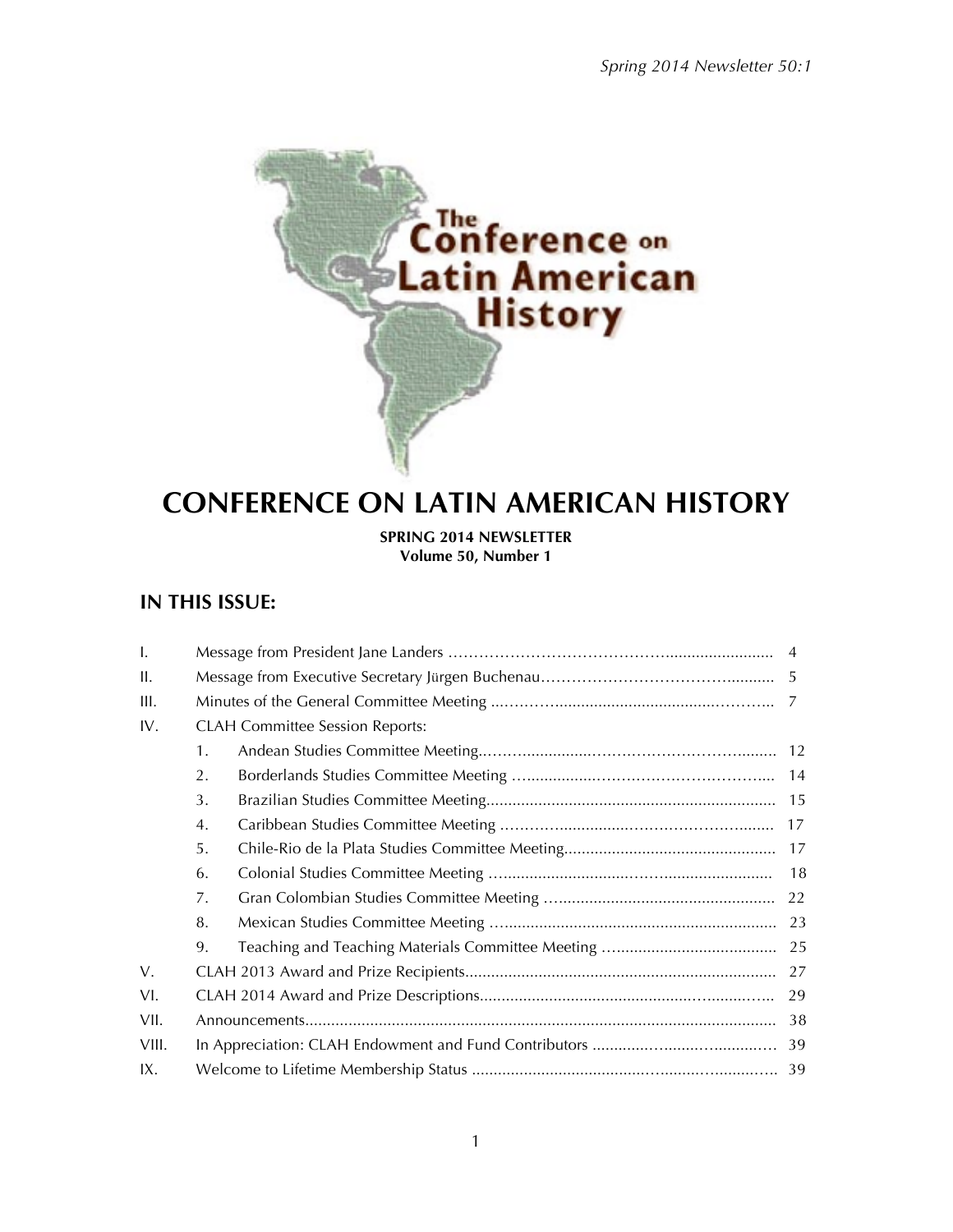# CONFERENCE ON LATIN AMERICAN HISTORY

**SPRING 2014 NEWSLETTER**
**Volume 50, Number 1**

## IN THIS ISSUE:

| | | |
|---|---|---|
| I. | Message from President Jane Landers | 4 |
| II. | Message from Executive Secretary Jürgen Buchenau | 5 |
| III. | Minutes of the General Committee Meeting | 7 |
| IV. | CLAH Committee Session Reports: | |
| | 1. Andean Studies Committee Meeting | 12 |
| | 2. Borderlands Studies Committee Meeting | 14 |
| | 3. Brazilian Studies Committee Meeting | 15 |
| | 4. Caribbean Studies Committee Meeting | 17 |
| | 5. Chile-Rio de la Plata Studies Committee Meeting | 17 |
| | 6. Colonial Studies Committee Meeting | 18 |
| | 7. Gran Colombian Studies Committee Meeting | 22 |
| | 8. Mexican Studies Committee Meeting | 23 |
| | 9. Teaching and Teaching Materials Committee Meeting | 25 |
| V. | CLAH 2013 Award and Prize Recipients | 27 |
| VI. | CLAH 2014 Award and Prize Descriptions | 29 |
| VII. | Announcements | 38 |
| VIII. | In Appreciation: CLAH Endowment and Fund Contributors | 39 |
| IX. | Welcome to Lifetime Membership Status | 39 |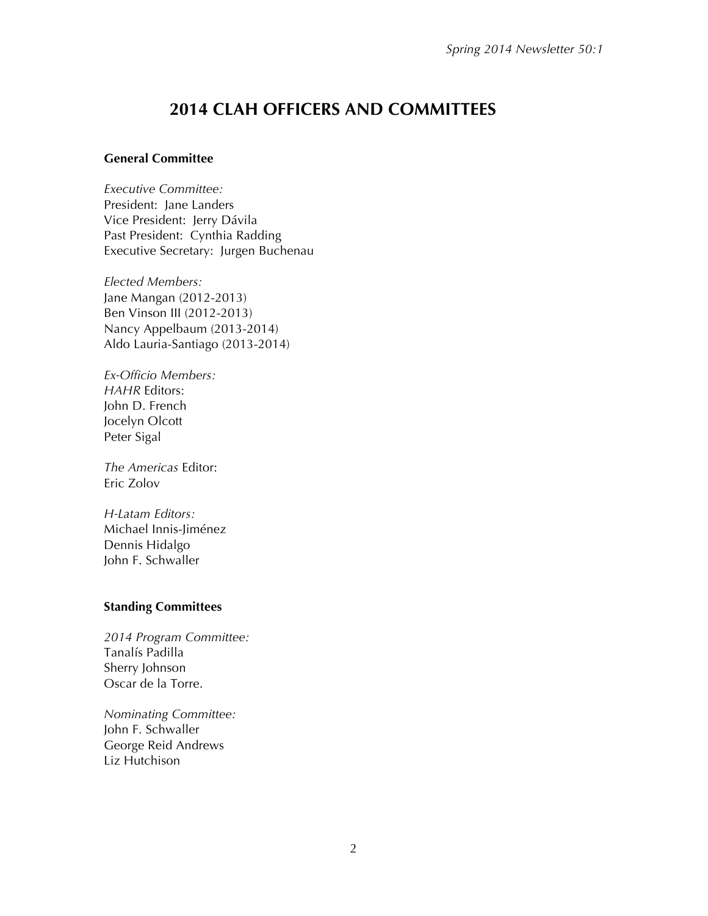# 2014 CLAH OFFICERS AND COMMITTEES

## General Committee

*Executive Committee:*
President: Jane Landers
Vice President: Jerry Dávila
Past President: Cynthia Radding
Executive Secretary: Jurgen Buchenau

*Elected Members:*
Jane Mangan (2012-2013)
Ben Vinson III (2012-2013)
Nancy Appelbaum (2013-2014)
Aldo Lauria-Santiago (2013-2014)

*Ex-Officio Members:*
*HAHR* Editors:
John D. French
Jocelyn Olcott
Peter Sigal

*The Americas* Editor:
Eric Zolov

*H-Latam Editors:*
Michael Innis-Jiménez
Dennis Hidalgo
John F. Schwaller

## Standing Committees

*2014 Program Committee:*
Tanalís Padilla
Sherry Johnson
Oscar de la Torre.

*Nominating Committee:*
John F. Schwaller
George Reid Andrews
Liz Hutchison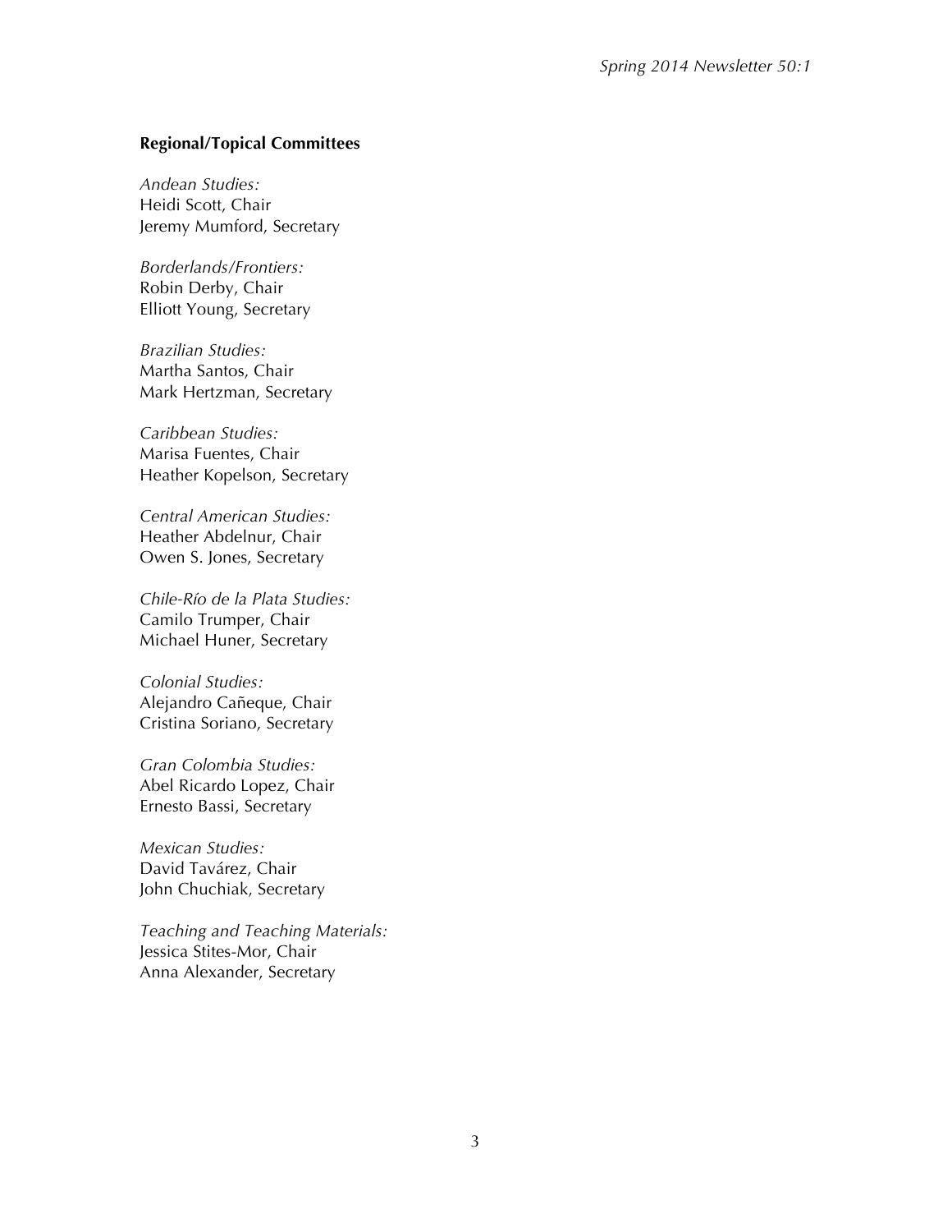**Regional/Topical Committees**

*Andean Studies:*
Heidi Scott, Chair
Jeremy Mumford, Secretary

*Borderlands/Frontiers:*
Robin Derby, Chair
Elliott Young, Secretary

*Brazilian Studies:*
Martha Santos, Chair
Mark Hertzman, Secretary

*Caribbean Studies:*
Marisa Fuentes, Chair
Heather Kopelson, Secretary

*Central American Studies:*
Heather Abdelnur, Chair
Owen S. Jones, Secretary

*Chile-Río de la Plata Studies:*
Camilo Trumper, Chair
Michael Huner, Secretary

*Colonial Studies:*
Alejandro Cañeque, Chair
Cristina Soriano, Secretary

*Gran Colombia Studies:*
Abel Ricardo Lopez, Chair
Ernesto Bassi, Secretary

*Mexican Studies:*
David Tavárez, Chair
John Chuchiak, Secretary

*Teaching and Teaching Materials:*
Jessica Stites-Mor, Chair
Anna Alexander, Secretary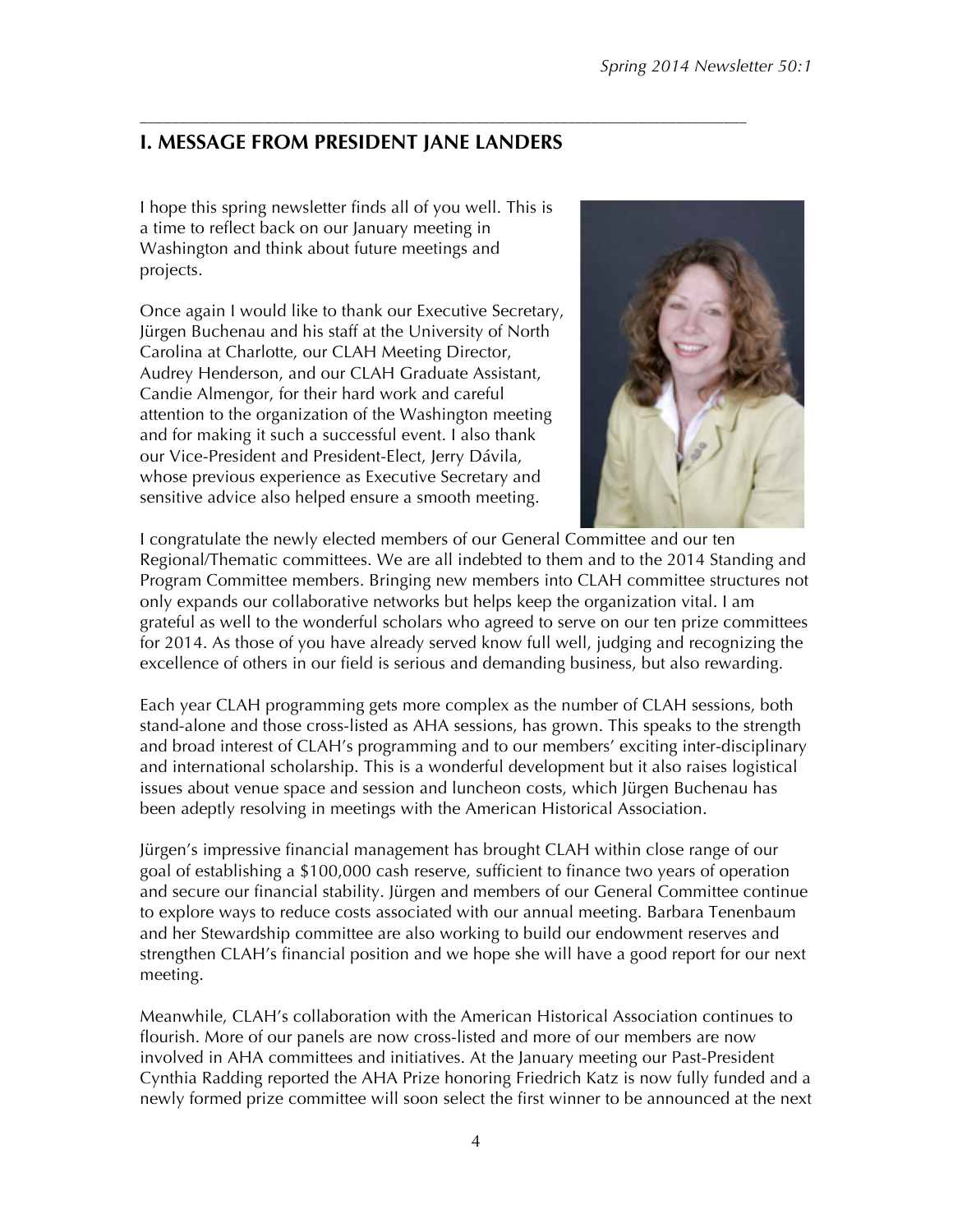## I. MESSAGE FROM PRESIDENT JANE LANDERS

I hope this spring newsletter finds all of you well. This is a time to reflect back on our January meeting in Washington and think about future meetings and projects.

Once again I would like to thank our Executive Secretary, Jürgen Buchenau and his staff at the University of North Carolina at Charlotte, our CLAH Meeting Director, Audrey Henderson, and our CLAH Graduate Assistant, Candie Almengor, for their hard work and careful attention to the organization of the Washington meeting and for making it such a successful event. I also thank our Vice-President and President-Elect, Jerry Dávila, whose previous experience as Executive Secretary and sensitive advice also helped ensure a smooth meeting.

I congratulate the newly elected members of our General Committee and our ten Regional/Thematic committees. We are all indebted to them and to the 2014 Standing and Program Committee members. Bringing new members into CLAH committee structures not only expands our collaborative networks but helps keep the organization vital. I am grateful as well to the wonderful scholars who agreed to serve on our ten prize committees for 2014. As those of you have already served know full well, judging and recognizing the excellence of others in our field is serious and demanding business, but also rewarding.

Each year CLAH programming gets more complex as the number of CLAH sessions, both stand-alone and those cross-listed as AHA sessions, has grown. This speaks to the strength and broad interest of CLAH's programming and to our members' exciting inter-disciplinary and international scholarship. This is a wonderful development but it also raises logistical issues about venue space and session and luncheon costs, which Jürgen Buchenau has been adeptly resolving in meetings with the American Historical Association.

Jürgen's impressive financial management has brought CLAH within close range of our goal of establishing a $100,000 cash reserve, sufficient to finance two years of operation and secure our financial stability. Jürgen and members of our General Committee continue to explore ways to reduce costs associated with our annual meeting. Barbara Tenenbaum and her Stewardship committee are also working to build our endowment reserves and strengthen CLAH's financial position and we hope she will have a good report for our next meeting.

Meanwhile, CLAH's collaboration with the American Historical Association continues to flourish. More of our panels are now cross-listed and more of our members are now involved in AHA committees and initiatives. At the January meeting our Past-President Cynthia Radding reported the AHA Prize honoring Friedrich Katz is now fully funded and a newly formed prize committee will soon select the first winner to be announced at the next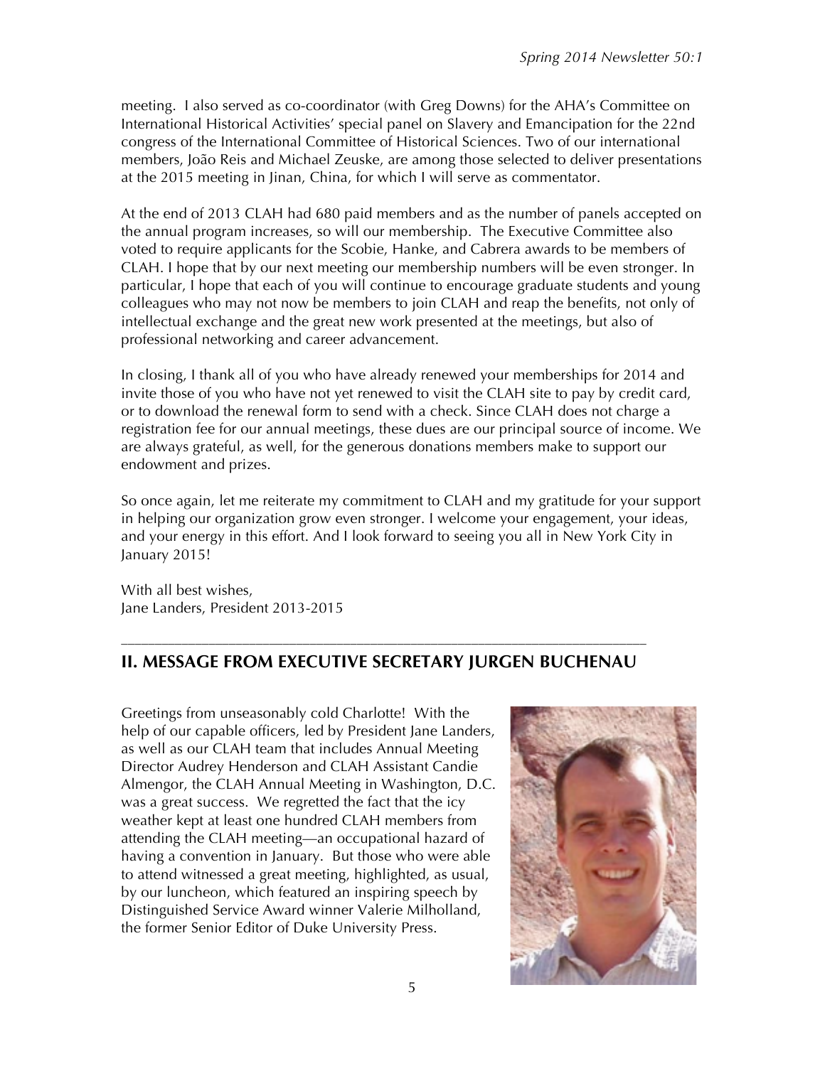meeting. I also served as co-coordinator (with Greg Downs) for the AHA's Committee on International Historical Activities' special panel on Slavery and Emancipation for the 22nd congress of the International Committee of Historical Sciences. Two of our international members, João Reis and Michael Zeuske, are among those selected to deliver presentations at the 2015 meeting in Jinan, China, for which I will serve as commentator.

At the end of 2013 CLAH had 680 paid members and as the number of panels accepted on the annual program increases, so will our membership. The Executive Committee also voted to require applicants for the Scobie, Hanke, and Cabrera awards to be members of CLAH. I hope that by our next meeting our membership numbers will be even stronger. In particular, I hope that each of you will continue to encourage graduate students and young colleagues who may not now be members to join CLAH and reap the benefits, not only of intellectual exchange and the great new work presented at the meetings, but also of professional networking and career advancement.

In closing, I thank all of you who have already renewed your memberships for 2014 and invite those of you who have not yet renewed to visit the CLAH site to pay by credit card, or to download the renewal form to send with a check. Since CLAH does not charge a registration fee for our annual meetings, these dues are our principal source of income. We are always grateful, as well, for the generous donations members make to support our endowment and prizes.

So once again, let me reiterate my commitment to CLAH and my gratitude for your support in helping our organization grow even stronger. I welcome your engagement, your ideas, and your energy in this effort. And I look forward to seeing you all in New York City in January 2015!

With all best wishes,
Jane Landers, President 2013-2015

---

## II. MESSAGE FROM EXECUTIVE SECRETARY JURGEN BUCHENAU

Greetings from unseasonably cold Charlotte! With the help of our capable officers, led by President Jane Landers, as well as our CLAH team that includes Annual Meeting Director Audrey Henderson and CLAH Assistant Candie Almengor, the CLAH Annual Meeting in Washington, D.C. was a great success. We regretted the fact that the icy weather kept at least one hundred CLAH members from attending the CLAH meeting—an occupational hazard of having a convention in January. But those who were able to attend witnessed a great meeting, highlighted, as usual, by our luncheon, which featured an inspiring speech by Distinguished Service Award winner Valerie Milholland, the former Senior Editor of Duke University Press.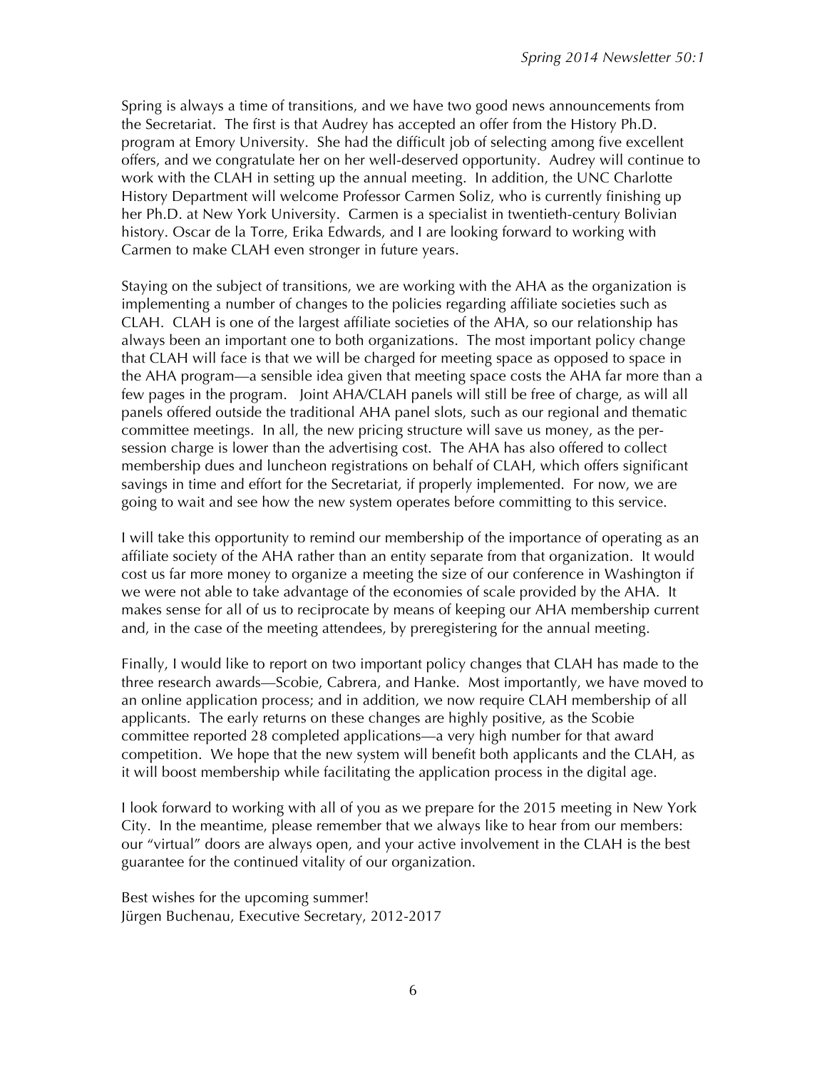Spring is always a time of transitions, and we have two good news announcements from the Secretariat. The first is that Audrey has accepted an offer from the History Ph.D. program at Emory University. She had the difficult job of selecting among five excellent offers, and we congratulate her on her well-deserved opportunity. Audrey will continue to work with the CLAH in setting up the annual meeting. In addition, the UNC Charlotte History Department will welcome Professor Carmen Soliz, who is currently finishing up her Ph.D. at New York University. Carmen is a specialist in twentieth-century Bolivian history. Oscar de la Torre, Erika Edwards, and I are looking forward to working with Carmen to make CLAH even stronger in future years.

Staying on the subject of transitions, we are working with the AHA as the organization is implementing a number of changes to the policies regarding affiliate societies such as CLAH. CLAH is one of the largest affiliate societies of the AHA, so our relationship has always been an important one to both organizations. The most important policy change that CLAH will face is that we will be charged for meeting space as opposed to space in the AHA program—a sensible idea given that meeting space costs the AHA far more than a few pages in the program. Joint AHA/CLAH panels will still be free of charge, as will all panels offered outside the traditional AHA panel slots, such as our regional and thematic committee meetings. In all, the new pricing structure will save us money, as the per-session charge is lower than the advertising cost. The AHA has also offered to collect membership dues and luncheon registrations on behalf of CLAH, which offers significant savings in time and effort for the Secretariat, if properly implemented. For now, we are going to wait and see how the new system operates before committing to this service.

I will take this opportunity to remind our membership of the importance of operating as an affiliate society of the AHA rather than an entity separate from that organization. It would cost us far more money to organize a meeting the size of our conference in Washington if we were not able to take advantage of the economies of scale provided by the AHA. It makes sense for all of us to reciprocate by means of keeping our AHA membership current and, in the case of the meeting attendees, by preregistering for the annual meeting.

Finally, I would like to report on two important policy changes that CLAH has made to the three research awards—Scobie, Cabrera, and Hanke. Most importantly, we have moved to an online application process; and in addition, we now require CLAH membership of all applicants. The early returns on these changes are highly positive, as the Scobie committee reported 28 completed applications—a very high number for that award competition. We hope that the new system will benefit both applicants and the CLAH, as it will boost membership while facilitating the application process in the digital age.

I look forward to working with all of you as we prepare for the 2015 meeting in New York City. In the meantime, please remember that we always like to hear from our members: our "virtual" doors are always open, and your active involvement in the CLAH is the best guarantee for the continued vitality of our organization.

Best wishes for the upcoming summer!  
Jürgen Buchenau, Executive Secretary, 2012-2017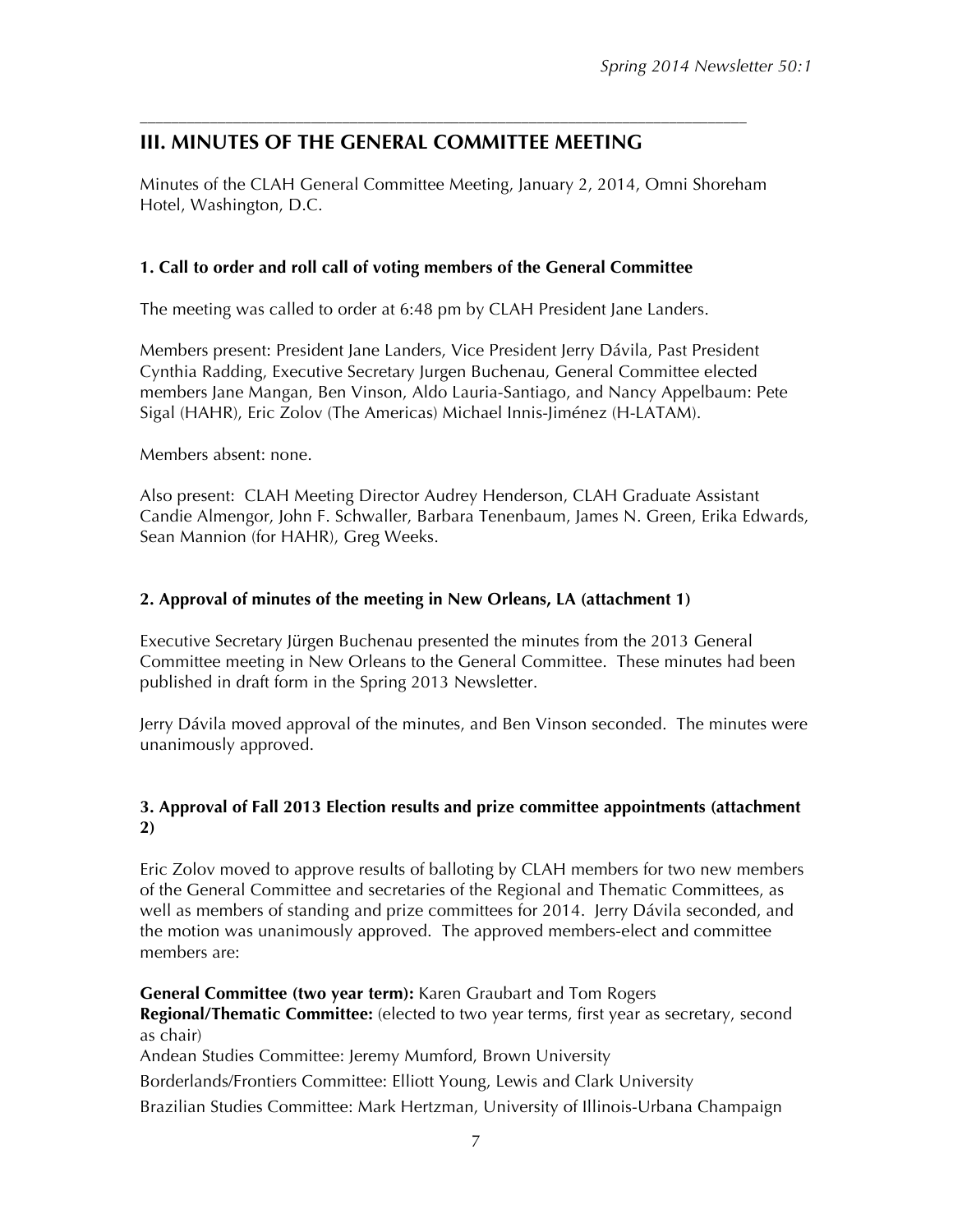## III. MINUTES OF THE GENERAL COMMITTEE MEETING

Minutes of the CLAH General Committee Meeting, January 2, 2014, Omni Shoreham Hotel, Washington, D.C.

### 1. Call to order and roll call of voting members of the General Committee

The meeting was called to order at 6:48 pm by CLAH President Jane Landers.

Members present: President Jane Landers, Vice President Jerry Dávila, Past President Cynthia Radding, Executive Secretary Jurgen Buchenau, General Committee elected members Jane Mangan, Ben Vinson, Aldo Lauria-Santiago, and Nancy Appelbaum: Pete Sigal (HAHR), Eric Zolov (The Americas) Michael Innis-Jiménez (H-LATAM).

Members absent: none.

Also present: CLAH Meeting Director Audrey Henderson, CLAH Graduate Assistant Candie Almengor, John F. Schwaller, Barbara Tenenbaum, James N. Green, Erika Edwards, Sean Mannion (for HAHR), Greg Weeks.

### 2. Approval of minutes of the meeting in New Orleans, LA (attachment 1)

Executive Secretary Jürgen Buchenau presented the minutes from the 2013 General Committee meeting in New Orleans to the General Committee. These minutes had been published in draft form in the Spring 2013 Newsletter.

Jerry Dávila moved approval of the minutes, and Ben Vinson seconded. The minutes were unanimously approved.

### 3. Approval of Fall 2013 Election results and prize committee appointments (attachment 2)

Eric Zolov moved to approve results of balloting by CLAH members for two new members of the General Committee and secretaries of the Regional and Thematic Committees, as well as members of standing and prize committees for 2014. Jerry Dávila seconded, and the motion was unanimously approved. The approved members-elect and committee members are:

**General Committee (two year term):** Karen Graubart and Tom Rogers
**Regional/Thematic Committee:** (elected to two year terms, first year as secretary, second as chair)
Andean Studies Committee: Jeremy Mumford, Brown University
Borderlands/Frontiers Committee: Elliott Young, Lewis and Clark University
Brazilian Studies Committee: Mark Hertzman, University of Illinois-Urbana Champaign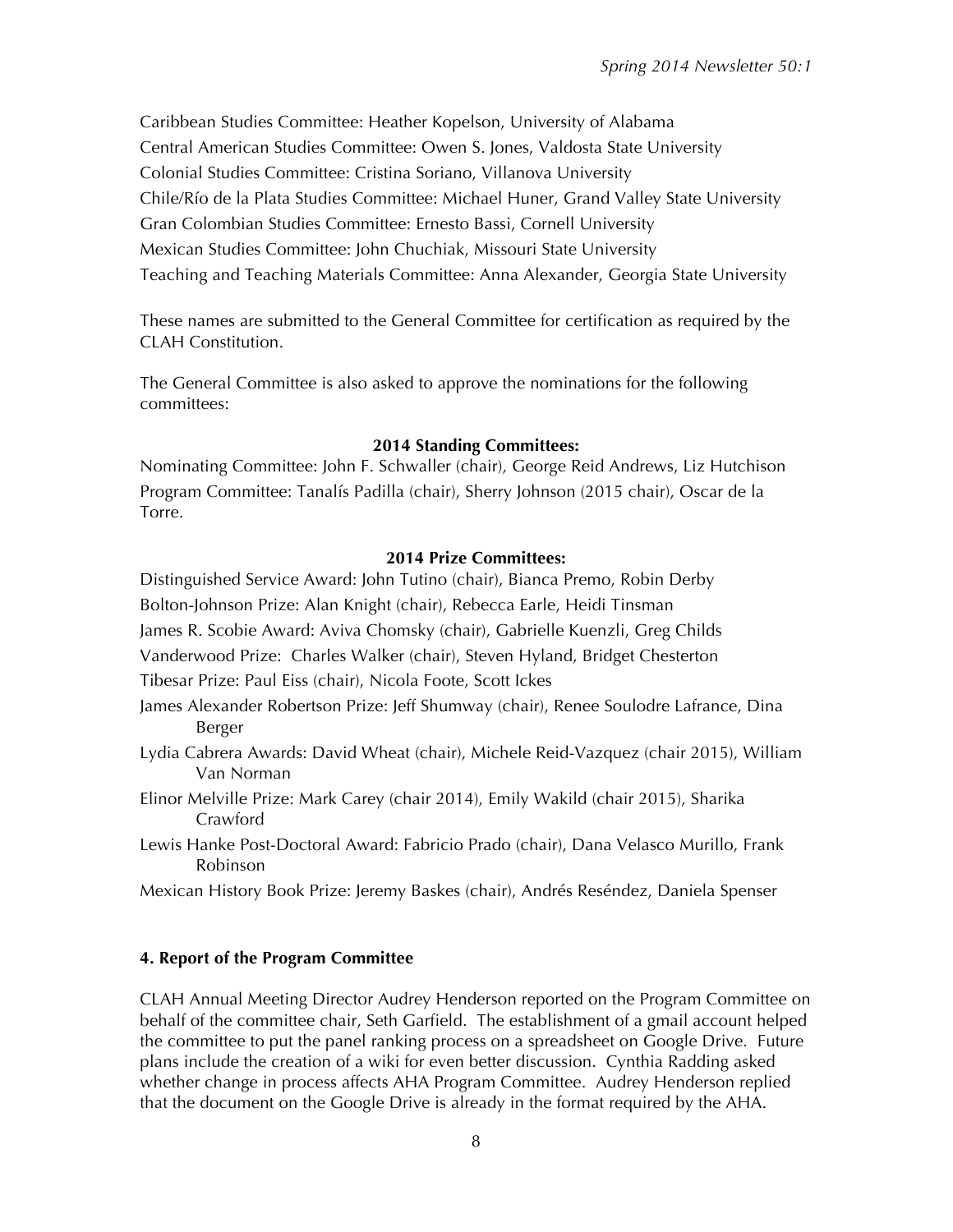Caribbean Studies Committee: Heather Kopelson, University of Alabama

Central American Studies Committee: Owen S. Jones, Valdosta State University

Colonial Studies Committee: Cristina Soriano, Villanova University

Chile/Río de la Plata Studies Committee: Michael Huner, Grand Valley State University

Gran Colombian Studies Committee: Ernesto Bassi, Cornell University

Mexican Studies Committee: John Chuchiak, Missouri State University

Teaching and Teaching Materials Committee: Anna Alexander, Georgia State University

These names are submitted to the General Committee for certification as required by the CLAH Constitution.

The General Committee is also asked to approve the nominations for the following committees:

**2014 Standing Committees:**

Nominating Committee: John F. Schwaller (chair), George Reid Andrews, Liz Hutchison

Program Committee: Tanalís Padilla (chair), Sherry Johnson (2015 chair), Oscar de la Torre.

**2014 Prize Committees:**

Distinguished Service Award: John Tutino (chair), Bianca Premo, Robin Derby

Bolton-Johnson Prize: Alan Knight (chair), Rebecca Earle, Heidi Tinsman

James R. Scobie Award: Aviva Chomsky (chair), Gabrielle Kuenzli, Greg Childs

Vanderwood Prize: Charles Walker (chair), Steven Hyland, Bridget Chesterton

Tibesar Prize: Paul Eiss (chair), Nicola Foote, Scott Ickes

James Alexander Robertson Prize: Jeff Shumway (chair), Renee Soulodre Lafrance, Dina Berger

Lydia Cabrera Awards: David Wheat (chair), Michele Reid-Vazquez (chair 2015), William Van Norman

Elinor Melville Prize: Mark Carey (chair 2014), Emily Wakild (chair 2015), Sharika Crawford

Lewis Hanke Post-Doctoral Award: Fabricio Prado (chair), Dana Velasco Murillo, Frank Robinson

Mexican History Book Prize: Jeremy Baskes (chair), Andrés Reséndez, Daniela Spenser

**4. Report of the Program Committee**

CLAH Annual Meeting Director Audrey Henderson reported on the Program Committee on behalf of the committee chair, Seth Garfield. The establishment of a gmail account helped the committee to put the panel ranking process on a spreadsheet on Google Drive. Future plans include the creation of a wiki for even better discussion. Cynthia Radding asked whether change in process affects AHA Program Committee. Audrey Henderson replied that the document on the Google Drive is already in the format required by the AHA.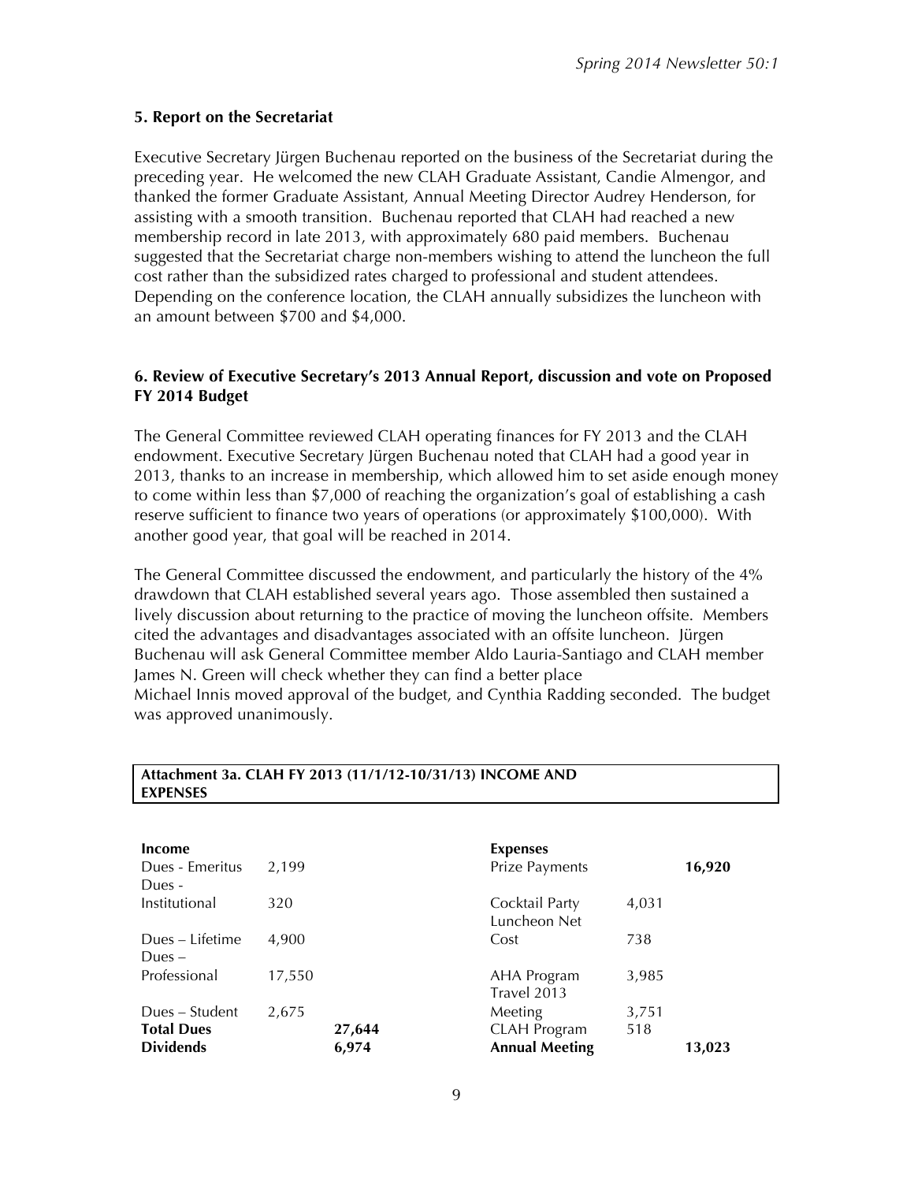### 5. Report on the Secretariat

Executive Secretary Jürgen Buchenau reported on the business of the Secretariat during the preceding year. He welcomed the new CLAH Graduate Assistant, Candie Almengor, and thanked the former Graduate Assistant, Annual Meeting Director Audrey Henderson, for assisting with a smooth transition. Buchenau reported that CLAH had reached a new membership record in late 2013, with approximately 680 paid members. Buchenau suggested that the Secretariat charge non-members wishing to attend the luncheon the full cost rather than the subsidized rates charged to professional and student attendees. Depending on the conference location, the CLAH annually subsidizes the luncheon with an amount between $700 and $4,000.

### 6. Review of Executive Secretary's 2013 Annual Report, discussion and vote on Proposed FY 2014 Budget

The General Committee reviewed CLAH operating finances for FY 2013 and the CLAH endowment. Executive Secretary Jürgen Buchenau noted that CLAH had a good year in 2013, thanks to an increase in membership, which allowed him to set aside enough money to come within less than $7,000 of reaching the organization's goal of establishing a cash reserve sufficient to finance two years of operations (or approximately $100,000). With another good year, that goal will be reached in 2014.

The General Committee discussed the endowment, and particularly the history of the 4% drawdown that CLAH established several years ago. Those assembled then sustained a lively discussion about returning to the practice of moving the luncheon offsite. Members cited the advantages and disadvantages associated with an offsite luncheon. Jürgen Buchenau will ask General Committee member Aldo Lauria-Santiago and CLAH member James N. Green will check whether they can find a better place
Michael Innis moved approval of the budget, and Cynthia Radding seconded. The budget was approved unanimously.

**Attachment 3a. CLAH FY 2013 (11/1/12-10/31/13) INCOME AND EXPENSES**

| **Income** | | | **Expenses** | | |
|---|---|---|---|---|---|
| Dues - Emeritus | 2,199 | | Prize Payments | | **16,920** |
| Dues - Institutional | 320 | | Cocktail Party | 4,031 | |
| Dues – Lifetime | 4,900 | | Luncheon Net Cost | 738 | |
| Dues – Professional | 17,550 | | AHA Program | 3,985 | |
| Dues – Student | 2,675 | | Travel 2013 Meeting | 3,751 | |
| **Total Dues** | | **27,644** | CLAH Program | 518 | |
| **Dividends** | | **6,974** | **Annual Meeting** | | **13,023** |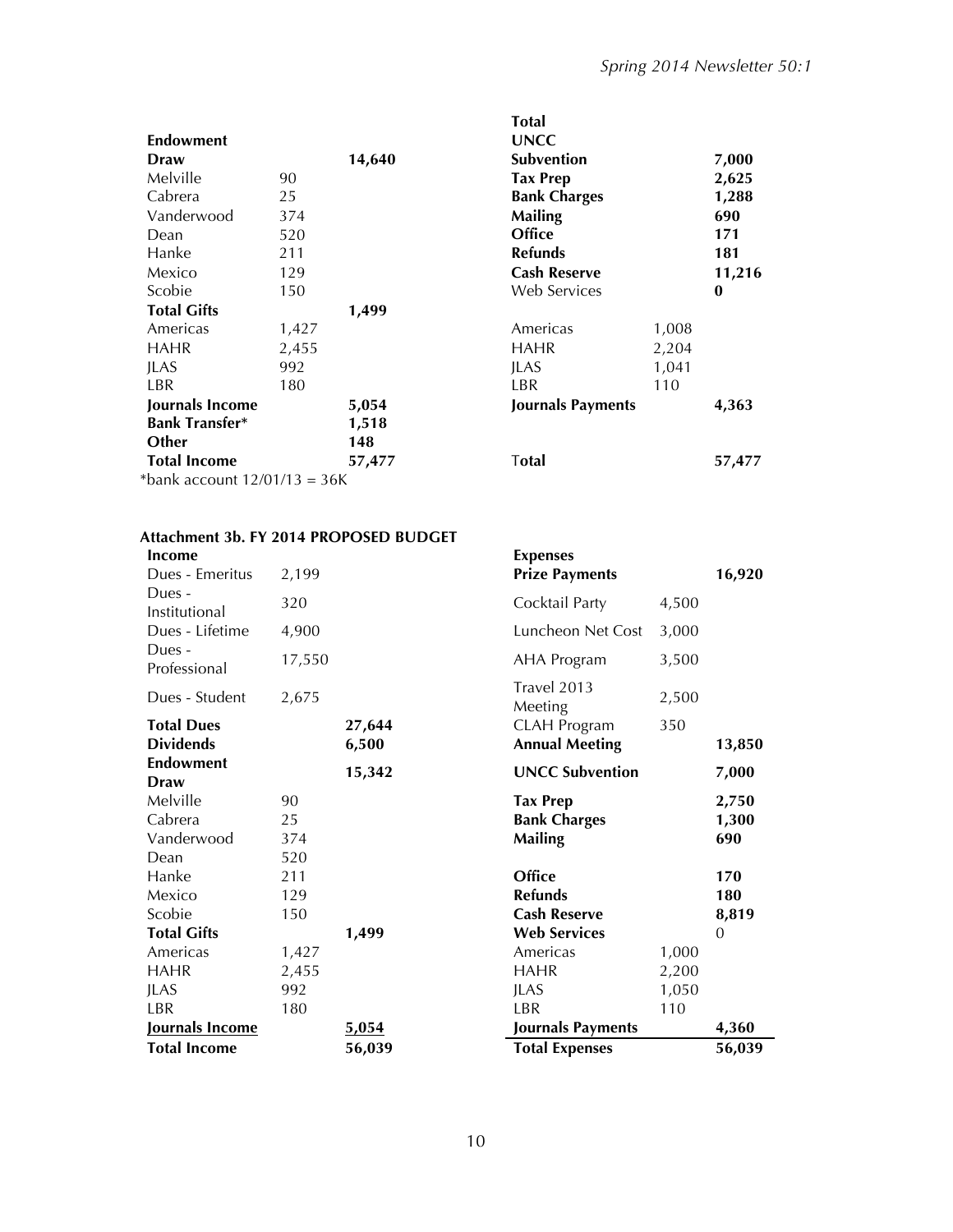| | | | | | |
|---|---|---|---|---|---|
| **Endowment Draw** | | **14,640** | **Total UNCC Subvention** | | **7,000** |
| Melville | 90 | | **Tax Prep** | | **2,625** |
| Cabrera | 25 | | **Bank Charges** | | **1,288** |
| Vanderwood | 374 | | **Mailing** | | **690** |
| Dean | 520 | | **Office** | | **171** |
| Hanke | 211 | | **Refunds** | | **181** |
| Mexico | 129 | | **Cash Reserve** | | **11,216** |
| Scobie | 150 | | Web Services | | **0** |
| **Total Gifts** | | **1,499** | | | |
| Americas | 1,427 | | Americas | 1,008 | |
| HAHR | 2,455 | | HAHR | 2,204 | |
| JLAS | 992 | | JLAS | 1,041 | |
| LBR | 180 | | LBR | 110 | |
| **Journals Income** | | **5,054** | **Journals Payments** | | **4,363** |
| **Bank Transfer*** | | **1,518** | | | |
| **Other** | | **148** | | | |
| **Total Income** | | **57,477** | **Total** | | **57,477** |

*bank account 12/01/13 = 36K

### Attachment 3b. FY 2014 PROPOSED BUDGET

| **Income** | | | **Expenses** | | |
|---|---|---|---|---|---|
| Dues - Emeritus | 2,199 | | **Prize Payments** | | **16,920** |
| Dues - Institutional | 320 | | Cocktail Party | 4,500 | |
| Dues - Lifetime | 4,900 | | Luncheon Net Cost | 3,000 | |
| Dues - Professional | 17,550 | | AHA Program | 3,500 | |
| Dues - Student | 2,675 | | Travel 2013 Meeting | 2,500 | |
| **Total Dues** | | **27,644** | CLAH Program | 350 | |
| **Dividends** | | **6,500** | **Annual Meeting** | | **13,850** |
| **Endowment Draw** | | **15,342** | **UNCC Subvention** | | **7,000** |
| Melville | 90 | | **Tax Prep** | | **2,750** |
| Cabrera | 25 | | **Bank Charges** | | **1,300** |
| Vanderwood | 374 | | **Mailing** | | **690** |
| Dean | 520 | | | | |
| Hanke | 211 | | **Office** | | **170** |
| Mexico | 129 | | **Refunds** | | **180** |
| Scobie | 150 | | **Cash Reserve** | | **8,819** |
| **Total Gifts** | | **1,499** | **Web Services** | | 0 |
| Americas | 1,427 | | Americas | 1,000 | |
| HAHR | 2,455 | | HAHR | 2,200 | |
| JLAS | 992 | | JLAS | 1,050 | |
| LBR | 180 | | LBR | 110 | |
| **Journals Income** | | **5,054** | **Journals Payments** | | **4,360** |
| **Total Income** | | **56,039** | **Total Expenses** | | **56,039** |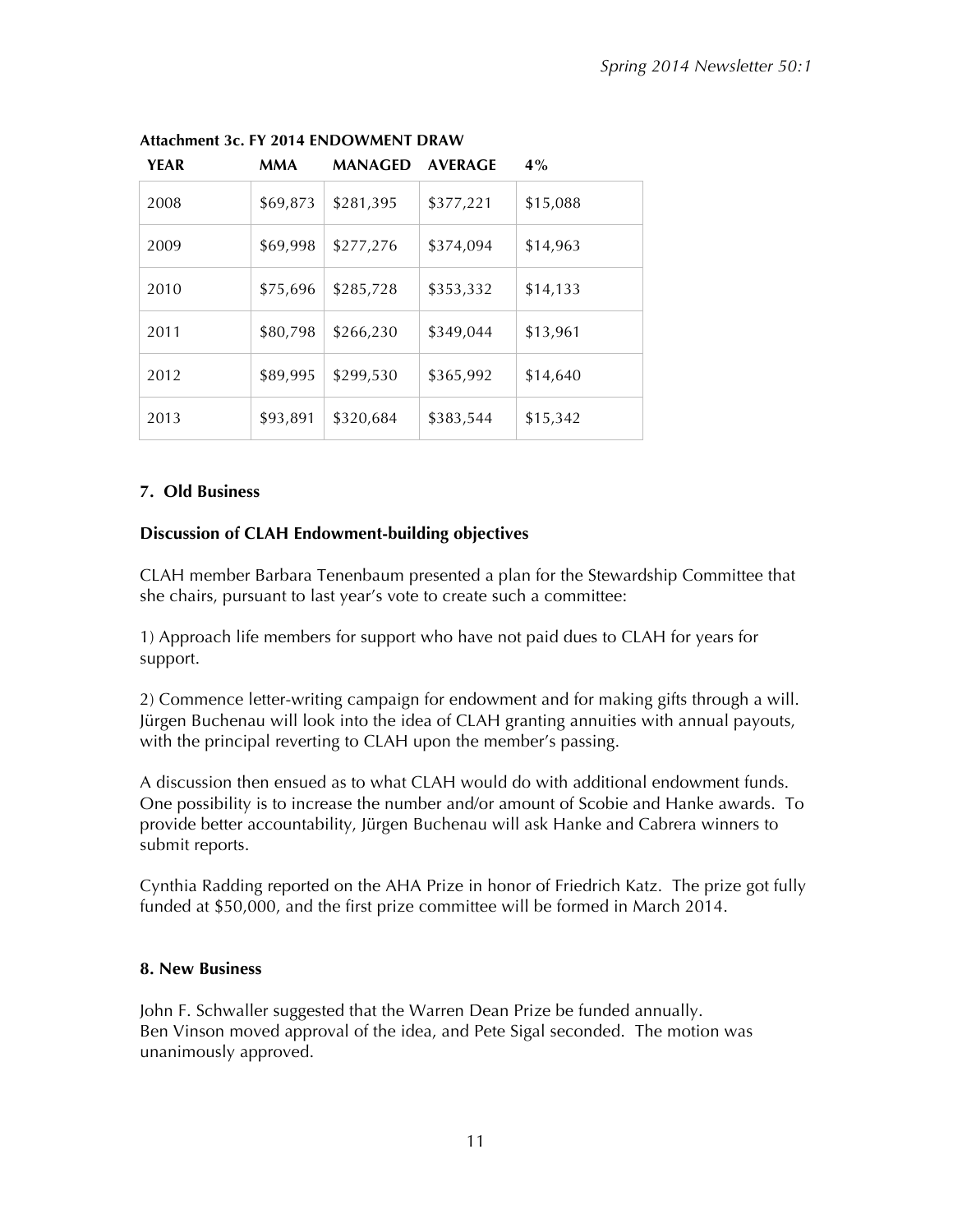**Attachment 3c. FY 2014 ENDOWMENT DRAW**

| YEAR | MMA | MANAGED | AVERAGE | 4% |
|---|---|---|---|---|
| 2008 | $69,873 | $281,395 | $377,221 | $15,088 |
| 2009 | $69,998 | $277,276 | $374,094 | $14,963 |
| 2010 | $75,696 | $285,728 | $353,332 | $14,133 |
| 2011 | $80,798 | $266,230 | $349,044 | $13,961 |
| 2012 | $89,995 | $299,530 | $365,992 | $14,640 |
| 2013 | $93,891 | $320,684 | $383,544 | $15,342 |

### 7. Old Business

**Discussion of CLAH Endowment-building objectives**

CLAH member Barbara Tenenbaum presented a plan for the Stewardship Committee that she chairs, pursuant to last year's vote to create such a committee:

1) Approach life members for support who have not paid dues to CLAH for years for support.

2) Commence letter-writing campaign for endowment and for making gifts through a will. Jürgen Buchenau will look into the idea of CLAH granting annuities with annual payouts, with the principal reverting to CLAH upon the member's passing.

A discussion then ensued as to what CLAH would do with additional endowment funds. One possibility is to increase the number and/or amount of Scobie and Hanke awards. To provide better accountability, Jürgen Buchenau will ask Hanke and Cabrera winners to submit reports.

Cynthia Radding reported on the AHA Prize in honor of Friedrich Katz. The prize got fully funded at $50,000, and the first prize committee will be formed in March 2014.

### 8. New Business

John F. Schwaller suggested that the Warren Dean Prize be funded annually. Ben Vinson moved approval of the idea, and Pete Sigal seconded. The motion was unanimously approved.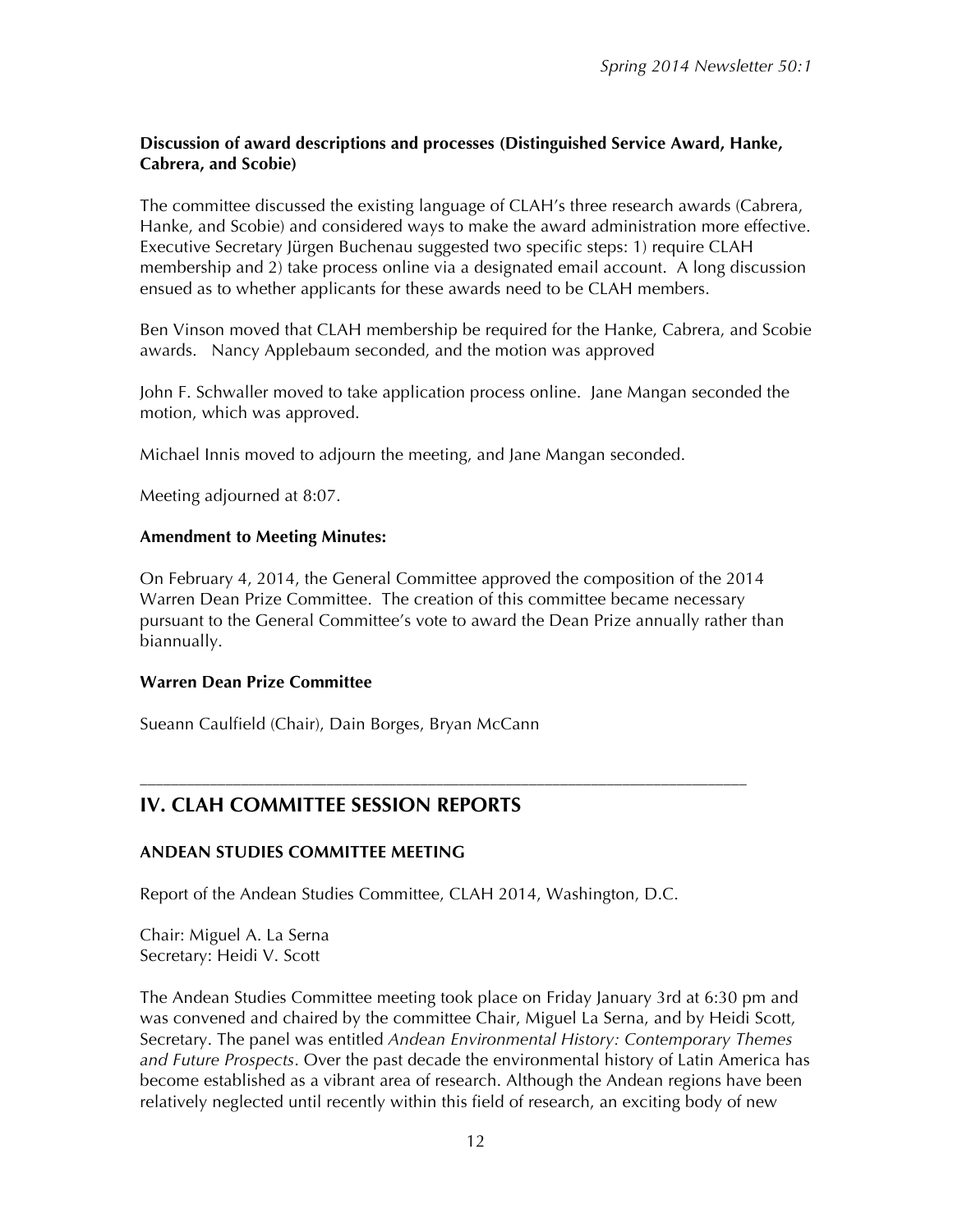**Discussion of award descriptions and processes (Distinguished Service Award, Hanke, Cabrera, and Scobie)**

The committee discussed the existing language of CLAH's three research awards (Cabrera, Hanke, and Scobie) and considered ways to make the award administration more effective. Executive Secretary Jürgen Buchenau suggested two specific steps: 1) require CLAH membership and 2) take process online via a designated email account. A long discussion ensued as to whether applicants for these awards need to be CLAH members.

Ben Vinson moved that CLAH membership be required for the Hanke, Cabrera, and Scobie awards. Nancy Applebaum seconded, and the motion was approved

John F. Schwaller moved to take application process online. Jane Mangan seconded the motion, which was approved.

Michael Innis moved to adjourn the meeting, and Jane Mangan seconded.

Meeting adjourned at 8:07.

**Amendment to Meeting Minutes:**

On February 4, 2014, the General Committee approved the composition of the 2014 Warren Dean Prize Committee. The creation of this committee became necessary pursuant to the General Committee's vote to award the Dean Prize annually rather than biannually.

**Warren Dean Prize Committee**

Sueann Caulfield (Chair), Dain Borges, Bryan McCann

---

## IV. CLAH COMMITTEE SESSION REPORTS

### ANDEAN STUDIES COMMITTEE MEETING

Report of the Andean Studies Committee, CLAH 2014, Washington, D.C.

Chair: Miguel A. La Serna
Secretary: Heidi V. Scott

The Andean Studies Committee meeting took place on Friday January 3rd at 6:30 pm and was convened and chaired by the committee Chair, Miguel La Serna, and by Heidi Scott, Secretary. The panel was entitled *Andean Environmental History: Contemporary Themes and Future Prospects*. Over the past decade the environmental history of Latin America has become established as a vibrant area of research. Although the Andean regions have been relatively neglected until recently within this field of research, an exciting body of new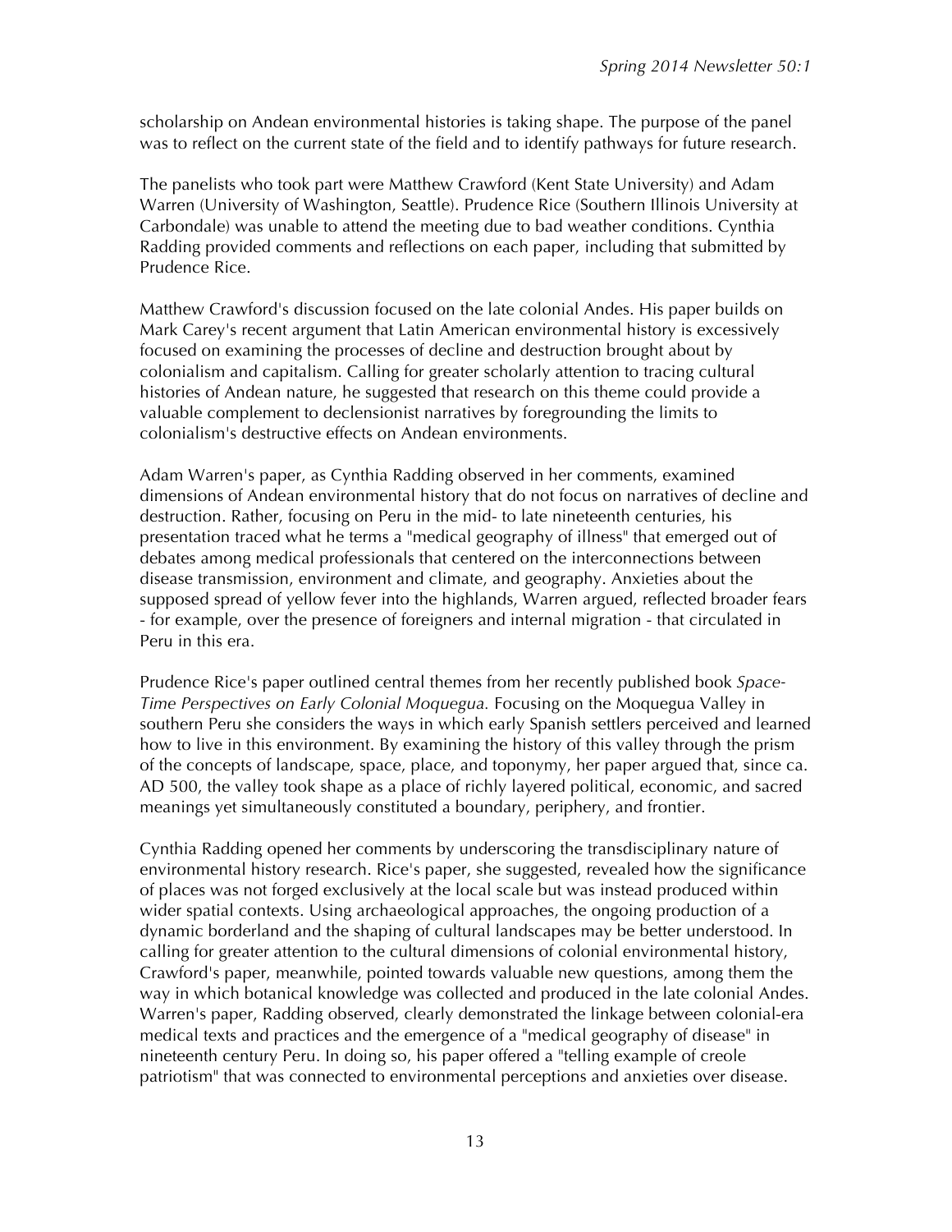scholarship on Andean environmental histories is taking shape. The purpose of the panel was to reflect on the current state of the field and to identify pathways for future research.

The panelists who took part were Matthew Crawford (Kent State University) and Adam Warren (University of Washington, Seattle). Prudence Rice (Southern Illinois University at Carbondale) was unable to attend the meeting due to bad weather conditions. Cynthia Radding provided comments and reflections on each paper, including that submitted by Prudence Rice.

Matthew Crawford's discussion focused on the late colonial Andes. His paper builds on Mark Carey's recent argument that Latin American environmental history is excessively focused on examining the processes of decline and destruction brought about by colonialism and capitalism. Calling for greater scholarly attention to tracing cultural histories of Andean nature, he suggested that research on this theme could provide a valuable complement to declensionist narratives by foregrounding the limits to colonialism's destructive effects on Andean environments.

Adam Warren's paper, as Cynthia Radding observed in her comments, examined dimensions of Andean environmental history that do not focus on narratives of decline and destruction. Rather, focusing on Peru in the mid- to late nineteenth centuries, his presentation traced what he terms a "medical geography of illness" that emerged out of debates among medical professionals that centered on the interconnections between disease transmission, environment and climate, and geography. Anxieties about the supposed spread of yellow fever into the highlands, Warren argued, reflected broader fears - for example, over the presence of foreigners and internal migration - that circulated in Peru in this era.

Prudence Rice's paper outlined central themes from her recently published book *Space-Time Perspectives on Early Colonial Moquegua.* Focusing on the Moquegua Valley in southern Peru she considers the ways in which early Spanish settlers perceived and learned how to live in this environment. By examining the history of this valley through the prism of the concepts of landscape, space, place, and toponymy, her paper argued that, since ca. AD 500, the valley took shape as a place of richly layered political, economic, and sacred meanings yet simultaneously constituted a boundary, periphery, and frontier.

Cynthia Radding opened her comments by underscoring the transdisciplinary nature of environmental history research. Rice's paper, she suggested, revealed how the significance of places was not forged exclusively at the local scale but was instead produced within wider spatial contexts. Using archaeological approaches, the ongoing production of a dynamic borderland and the shaping of cultural landscapes may be better understood. In calling for greater attention to the cultural dimensions of colonial environmental history, Crawford's paper, meanwhile, pointed towards valuable new questions, among them the way in which botanical knowledge was collected and produced in the late colonial Andes. Warren's paper, Radding observed, clearly demonstrated the linkage between colonial-era medical texts and practices and the emergence of a "medical geography of disease" in nineteenth century Peru. In doing so, his paper offered a "telling example of creole patriotism" that was connected to environmental perceptions and anxieties over disease.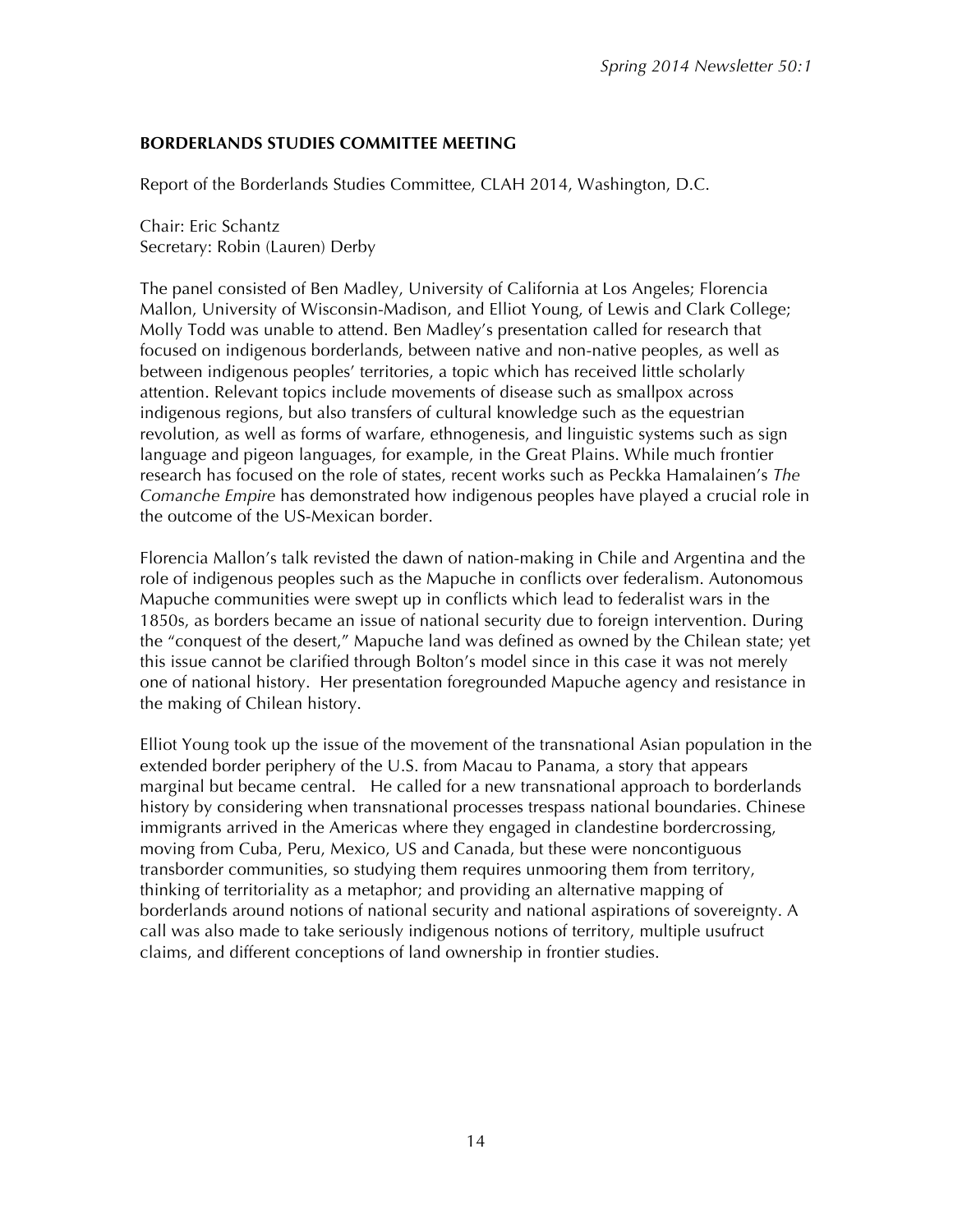## BORDERLANDS STUDIES COMMITTEE MEETING

Report of the Borderlands Studies Committee, CLAH 2014, Washington, D.C.

Chair: Eric Schantz
Secretary: Robin (Lauren) Derby

The panel consisted of Ben Madley, University of California at Los Angeles; Florencia Mallon, University of Wisconsin-Madison, and Elliot Young, of Lewis and Clark College; Molly Todd was unable to attend. Ben Madley's presentation called for research that focused on indigenous borderlands, between native and non-native peoples, as well as between indigenous peoples' territories, a topic which has received little scholarly attention. Relevant topics include movements of disease such as smallpox across indigenous regions, but also transfers of cultural knowledge such as the equestrian revolution, as well as forms of warfare, ethnogenesis, and linguistic systems such as sign language and pigeon languages, for example, in the Great Plains. While much frontier research has focused on the role of states, recent works such as Peckka Hamalainen's *The Comanche Empire* has demonstrated how indigenous peoples have played a crucial role in the outcome of the US-Mexican border.

Florencia Mallon's talk revisted the dawn of nation-making in Chile and Argentina and the role of indigenous peoples such as the Mapuche in conflicts over federalism. Autonomous Mapuche communities were swept up in conflicts which lead to federalist wars in the 1850s, as borders became an issue of national security due to foreign intervention. During the "conquest of the desert," Mapuche land was defined as owned by the Chilean state; yet this issue cannot be clarified through Bolton's model since in this case it was not merely one of national history. Her presentation foregrounded Mapuche agency and resistance in the making of Chilean history.

Elliot Young took up the issue of the movement of the transnational Asian population in the extended border periphery of the U.S. from Macau to Panama, a story that appears marginal but became central. He called for a new transnational approach to borderlands history by considering when transnational processes trespass national boundaries. Chinese immigrants arrived in the Americas where they engaged in clandestine bordercrossing, moving from Cuba, Peru, Mexico, US and Canada, but these were noncontiguous transborder communities, so studying them requires unmooring them from territory, thinking of territoriality as a metaphor; and providing an alternative mapping of borderlands around notions of national security and national aspirations of sovereignty. A call was also made to take seriously indigenous notions of territory, multiple usufruct claims, and different conceptions of land ownership in frontier studies.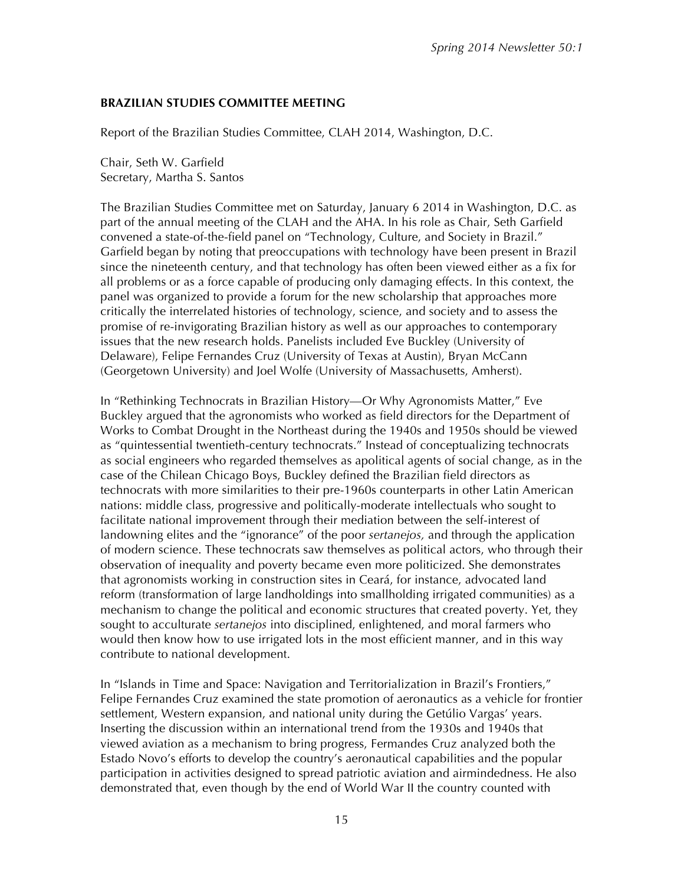## BRAZILIAN STUDIES COMMITTEE MEETING

Report of the Brazilian Studies Committee, CLAH 2014, Washington, D.C.

Chair, Seth W. Garfield
Secretary, Martha S. Santos

The Brazilian Studies Committee met on Saturday, January 6 2014 in Washington, D.C. as part of the annual meeting of the CLAH and the AHA. In his role as Chair, Seth Garfield convened a state-of-the-field panel on "Technology, Culture, and Society in Brazil." Garfield began by noting that preoccupations with technology have been present in Brazil since the nineteenth century, and that technology has often been viewed either as a fix for all problems or as a force capable of producing only damaging effects. In this context, the panel was organized to provide a forum for the new scholarship that approaches more critically the interrelated histories of technology, science, and society and to assess the promise of re-invigorating Brazilian history as well as our approaches to contemporary issues that the new research holds. Panelists included Eve Buckley (University of Delaware), Felipe Fernandes Cruz (University of Texas at Austin), Bryan McCann (Georgetown University) and Joel Wolfe (University of Massachusetts, Amherst).

In "Rethinking Technocrats in Brazilian History—Or Why Agronomists Matter," Eve Buckley argued that the agronomists who worked as field directors for the Department of Works to Combat Drought in the Northeast during the 1940s and 1950s should be viewed as "quintessential twentieth-century technocrats." Instead of conceptualizing technocrats as social engineers who regarded themselves as apolitical agents of social change, as in the case of the Chilean Chicago Boys, Buckley defined the Brazilian field directors as technocrats with more similarities to their pre-1960s counterparts in other Latin American nations: middle class, progressive and politically-moderate intellectuals who sought to facilitate national improvement through their mediation between the self-interest of landowning elites and the "ignorance" of the poor *sertanejos,* and through the application of modern science. These technocrats saw themselves as political actors, who through their observation of inequality and poverty became even more politicized. She demonstrates that agronomists working in construction sites in Ceará, for instance, advocated land reform (transformation of large landholdings into smallholding irrigated communities) as a mechanism to change the political and economic structures that created poverty. Yet, they sought to acculturate *sertanejos* into disciplined, enlightened, and moral farmers who would then know how to use irrigated lots in the most efficient manner, and in this way contribute to national development.

In "Islands in Time and Space: Navigation and Territorialization in Brazil's Frontiers," Felipe Fernandes Cruz examined the state promotion of aeronautics as a vehicle for frontier settlement, Western expansion, and national unity during the Getúlio Vargas' years. Inserting the discussion within an international trend from the 1930s and 1940s that viewed aviation as a mechanism to bring progress, Fermandes Cruz analyzed both the Estado Novo's efforts to develop the country's aeronautical capabilities and the popular participation in activities designed to spread patriotic aviation and airmindedness. He also demonstrated that, even though by the end of World War II the country counted with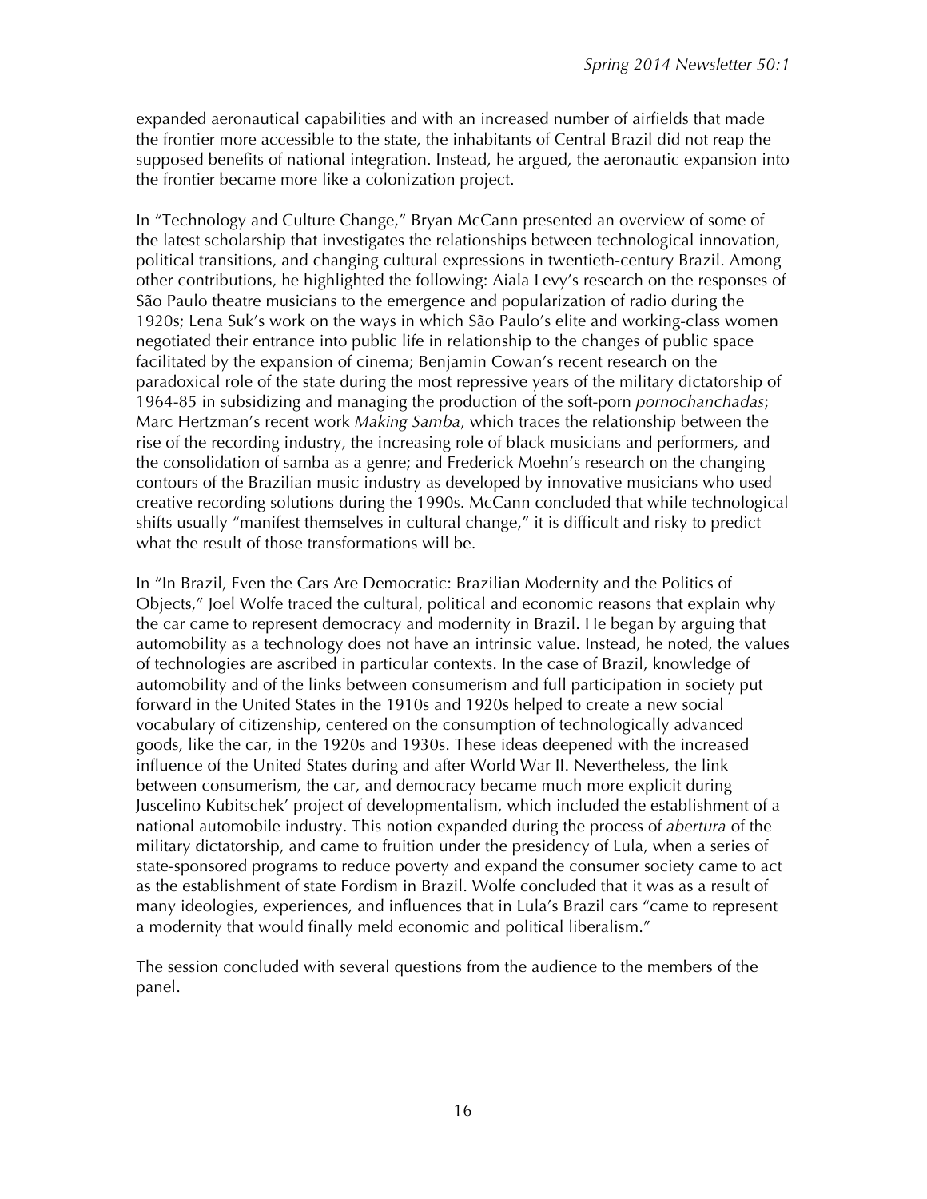expanded aeronautical capabilities and with an increased number of airfields that made the frontier more accessible to the state, the inhabitants of Central Brazil did not reap the supposed benefits of national integration. Instead, he argued, the aeronautic expansion into the frontier became more like a colonization project.

In "Technology and Culture Change," Bryan McCann presented an overview of some of the latest scholarship that investigates the relationships between technological innovation, political transitions, and changing cultural expressions in twentieth-century Brazil. Among other contributions, he highlighted the following: Aiala Levy's research on the responses of São Paulo theatre musicians to the emergence and popularization of radio during the 1920s; Lena Suk's work on the ways in which São Paulo's elite and working-class women negotiated their entrance into public life in relationship to the changes of public space facilitated by the expansion of cinema; Benjamin Cowan's recent research on the paradoxical role of the state during the most repressive years of the military dictatorship of 1964-85 in subsidizing and managing the production of the soft-porn *pornochanchadas*; Marc Hertzman's recent work *Making Samba*, which traces the relationship between the rise of the recording industry, the increasing role of black musicians and performers, and the consolidation of samba as a genre; and Frederick Moehn's research on the changing contours of the Brazilian music industry as developed by innovative musicians who used creative recording solutions during the 1990s. McCann concluded that while technological shifts usually "manifest themselves in cultural change," it is difficult and risky to predict what the result of those transformations will be.

In "In Brazil, Even the Cars Are Democratic: Brazilian Modernity and the Politics of Objects," Joel Wolfe traced the cultural, political and economic reasons that explain why the car came to represent democracy and modernity in Brazil. He began by arguing that automobility as a technology does not have an intrinsic value. Instead, he noted, the values of technologies are ascribed in particular contexts. In the case of Brazil, knowledge of automobility and of the links between consumerism and full participation in society put forward in the United States in the 1910s and 1920s helped to create a new social vocabulary of citizenship, centered on the consumption of technologically advanced goods, like the car, in the 1920s and 1930s. These ideas deepened with the increased influence of the United States during and after World War II. Nevertheless, the link between consumerism, the car, and democracy became much more explicit during Juscelino Kubitschek' project of developmentalism, which included the establishment of a national automobile industry. This notion expanded during the process of *abertura* of the military dictatorship, and came to fruition under the presidency of Lula, when a series of state-sponsored programs to reduce poverty and expand the consumer society came to act as the establishment of state Fordism in Brazil. Wolfe concluded that it was as a result of many ideologies, experiences, and influences that in Lula's Brazil cars "came to represent a modernity that would finally meld economic and political liberalism."

The session concluded with several questions from the audience to the members of the panel.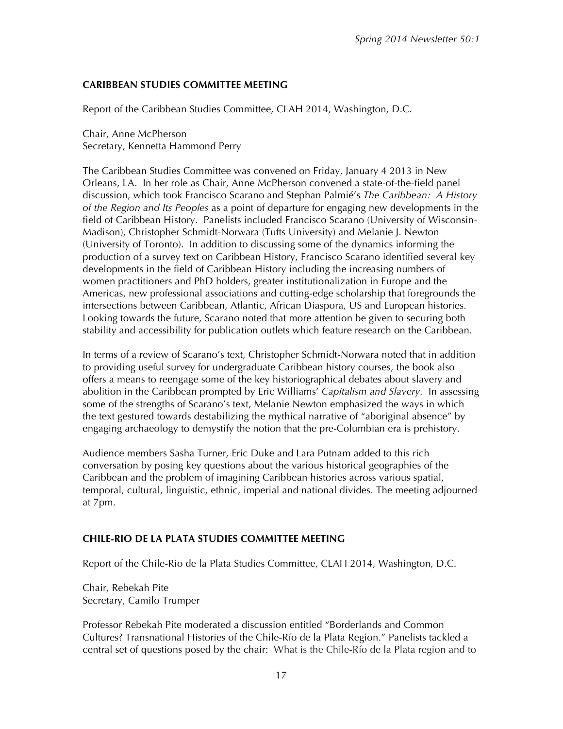## CARIBBEAN STUDIES COMMITTEE MEETING

Report of the Caribbean Studies Committee, CLAH 2014, Washington, D.C.

Chair, Anne McPherson
Secretary, Kennetta Hammond Perry

The Caribbean Studies Committee was convened on Friday, January 4 2013 in New Orleans, LA. In her role as Chair, Anne McPherson convened a state-of-the-field panel discussion, which took Francisco Scarano and Stephan Palmié's *The Caribbean: A History of the Region and Its Peoples* as a point of departure for engaging new developments in the field of Caribbean History. Panelists included Francisco Scarano (University of Wisconsin-Madison), Christopher Schmidt-Norwara (Tufts University) and Melanie J. Newton (University of Toronto). In addition to discussing some of the dynamics informing the production of a survey text on Caribbean History, Francisco Scarano identified several key developments in the field of Caribbean History including the increasing numbers of women practitioners and PhD holders, greater institutionalization in Europe and the Americas, new professional associations and cutting-edge scholarship that foregrounds the intersections between Caribbean, Atlantic, African Diaspora, US and European histories. Looking towards the future, Scarano noted that more attention be given to securing both stability and accessibility for publication outlets which feature research on the Caribbean.

In terms of a review of Scarano's text, Christopher Schmidt-Norwara noted that in addition to providing useful survey for undergraduate Caribbean history courses, the book also offers a means to reengage some of the key historiographical debates about slavery and abolition in the Caribbean prompted by Eric Williams' *Capitalism and Slavery*. In assessing some of the strengths of Scarano's text, Melanie Newton emphasized the ways in which the text gestured towards destabilizing the mythical narrative of "aboriginal absence" by engaging archaeology to demystify the notion that the pre-Columbian era is prehistory.

Audience members Sasha Turner, Eric Duke and Lara Putnam added to this rich conversation by posing key questions about the various historical geographies of the Caribbean and the problem of imagining Caribbean histories across various spatial, temporal, cultural, linguistic, ethnic, imperial and national divides. The meeting adjourned at 7pm.

## CHILE-RIO DE LA PLATA STUDIES COMMITTEE MEETING

Report of the Chile-Rio de la Plata Studies Committee, CLAH 2014, Washington, D.C.

Chair, Rebekah Pite
Secretary, Camilo Trumper

Professor Rebekah Pite moderated a discussion entitled "Borderlands and Common Cultures? Transnational Histories of the Chile-Río de la Plata Region." Panelists tackled a central set of questions posed by the chair: What is the Chile-Río de la Plata region and to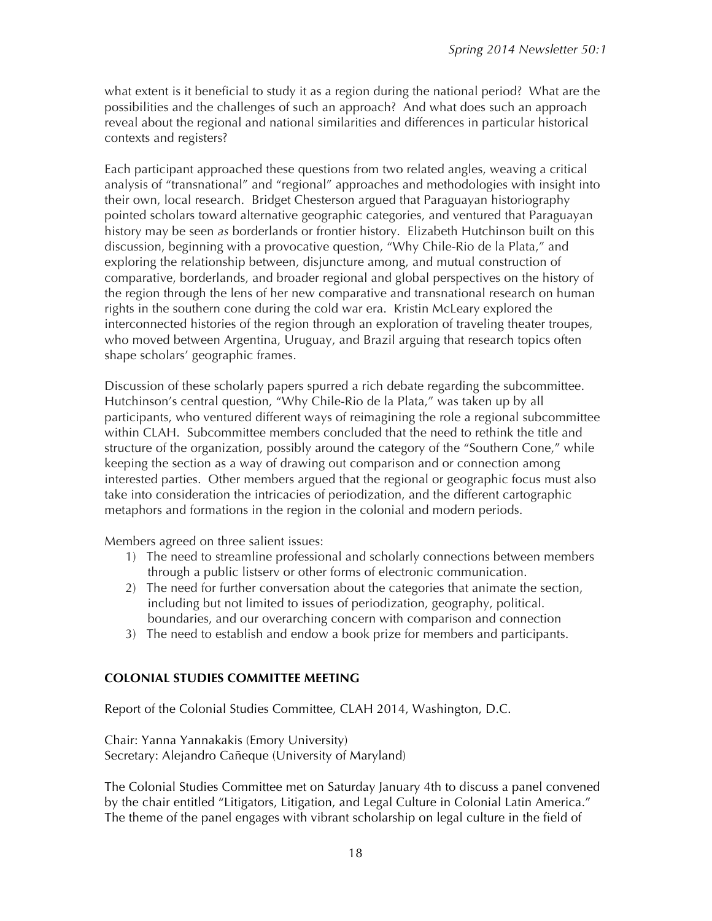what extent is it beneficial to study it as a region during the national period? What are the possibilities and the challenges of such an approach? And what does such an approach reveal about the regional and national similarities and differences in particular historical contexts and registers?

Each participant approached these questions from two related angles, weaving a critical analysis of "transnational" and "regional" approaches and methodologies with insight into their own, local research. Bridget Chesterson argued that Paraguayan historiography pointed scholars toward alternative geographic categories, and ventured that Paraguayan history may be seen *as* borderlands or frontier history. Elizabeth Hutchinson built on this discussion, beginning with a provocative question, "Why Chile-Rio de la Plata," and exploring the relationship between, disjuncture among, and mutual construction of comparative, borderlands, and broader regional and global perspectives on the history of the region through the lens of her new comparative and transnational research on human rights in the southern cone during the cold war era. Kristin McLeary explored the interconnected histories of the region through an exploration of traveling theater troupes, who moved between Argentina, Uruguay, and Brazil arguing that research topics often shape scholars' geographic frames.

Discussion of these scholarly papers spurred a rich debate regarding the subcommittee. Hutchinson's central question, "Why Chile-Rio de la Plata," was taken up by all participants, who ventured different ways of reimagining the role a regional subcommittee within CLAH. Subcommittee members concluded that the need to rethink the title and structure of the organization, possibly around the category of the "Southern Cone," while keeping the section as a way of drawing out comparison and or connection among interested parties. Other members argued that the regional or geographic focus must also take into consideration the intricacies of periodization, and the different cartographic metaphors and formations in the region in the colonial and modern periods.

Members agreed on three salient issues:

1) The need to streamline professional and scholarly connections between members through a public listserv or other forms of electronic communication.
2) The need for further conversation about the categories that animate the section, including but not limited to issues of periodization, geography, political. boundaries, and our overarching concern with comparison and connection
3) The need to establish and endow a book prize for members and participants.

**COLONIAL STUDIES COMMITTEE MEETING**

Report of the Colonial Studies Committee, CLAH 2014, Washington, D.C.

Chair: Yanna Yannakakis (Emory University)
Secretary: Alejandro Cañeque (University of Maryland)

The Colonial Studies Committee met on Saturday January 4th to discuss a panel convened by the chair entitled "Litigators, Litigation, and Legal Culture in Colonial Latin America." The theme of the panel engages with vibrant scholarship on legal culture in the field of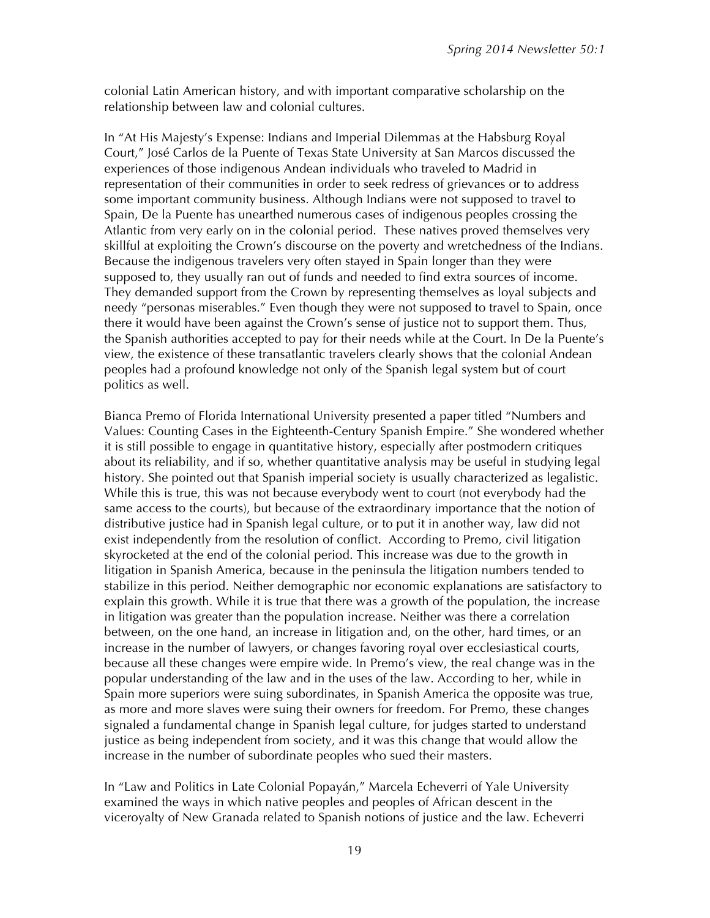colonial Latin American history, and with important comparative scholarship on the relationship between law and colonial cultures.

In "At His Majesty's Expense: Indians and Imperial Dilemmas at the Habsburg Royal Court," José Carlos de la Puente of Texas State University at San Marcos discussed the experiences of those indigenous Andean individuals who traveled to Madrid in representation of their communities in order to seek redress of grievances or to address some important community business. Although Indians were not supposed to travel to Spain, De la Puente has unearthed numerous cases of indigenous peoples crossing the Atlantic from very early on in the colonial period. These natives proved themselves very skillful at exploiting the Crown's discourse on the poverty and wretchedness of the Indians. Because the indigenous travelers very often stayed in Spain longer than they were supposed to, they usually ran out of funds and needed to find extra sources of income. They demanded support from the Crown by representing themselves as loyal subjects and needy "personas miserables." Even though they were not supposed to travel to Spain, once there it would have been against the Crown's sense of justice not to support them. Thus, the Spanish authorities accepted to pay for their needs while at the Court. In De la Puente's view, the existence of these transatlantic travelers clearly shows that the colonial Andean peoples had a profound knowledge not only of the Spanish legal system but of court politics as well.

Bianca Premo of Florida International University presented a paper titled "Numbers and Values: Counting Cases in the Eighteenth-Century Spanish Empire." She wondered whether it is still possible to engage in quantitative history, especially after postmodern critiques about its reliability, and if so, whether quantitative analysis may be useful in studying legal history. She pointed out that Spanish imperial society is usually characterized as legalistic. While this is true, this was not because everybody went to court (not everybody had the same access to the courts), but because of the extraordinary importance that the notion of distributive justice had in Spanish legal culture, or to put it in another way, law did not exist independently from the resolution of conflict. According to Premo, civil litigation skyrocketed at the end of the colonial period. This increase was due to the growth in litigation in Spanish America, because in the peninsula the litigation numbers tended to stabilize in this period. Neither demographic nor economic explanations are satisfactory to explain this growth. While it is true that there was a growth of the population, the increase in litigation was greater than the population increase. Neither was there a correlation between, on the one hand, an increase in litigation and, on the other, hard times, or an increase in the number of lawyers, or changes favoring royal over ecclesiastical courts, because all these changes were empire wide. In Premo's view, the real change was in the popular understanding of the law and in the uses of the law. According to her, while in Spain more superiors were suing subordinates, in Spanish America the opposite was true, as more and more slaves were suing their owners for freedom. For Premo, these changes signaled a fundamental change in Spanish legal culture, for judges started to understand justice as being independent from society, and it was this change that would allow the increase in the number of subordinate peoples who sued their masters.

In "Law and Politics in Late Colonial Popayán," Marcela Echeverri of Yale University examined the ways in which native peoples and peoples of African descent in the viceroyalty of New Granada related to Spanish notions of justice and the law. Echeverri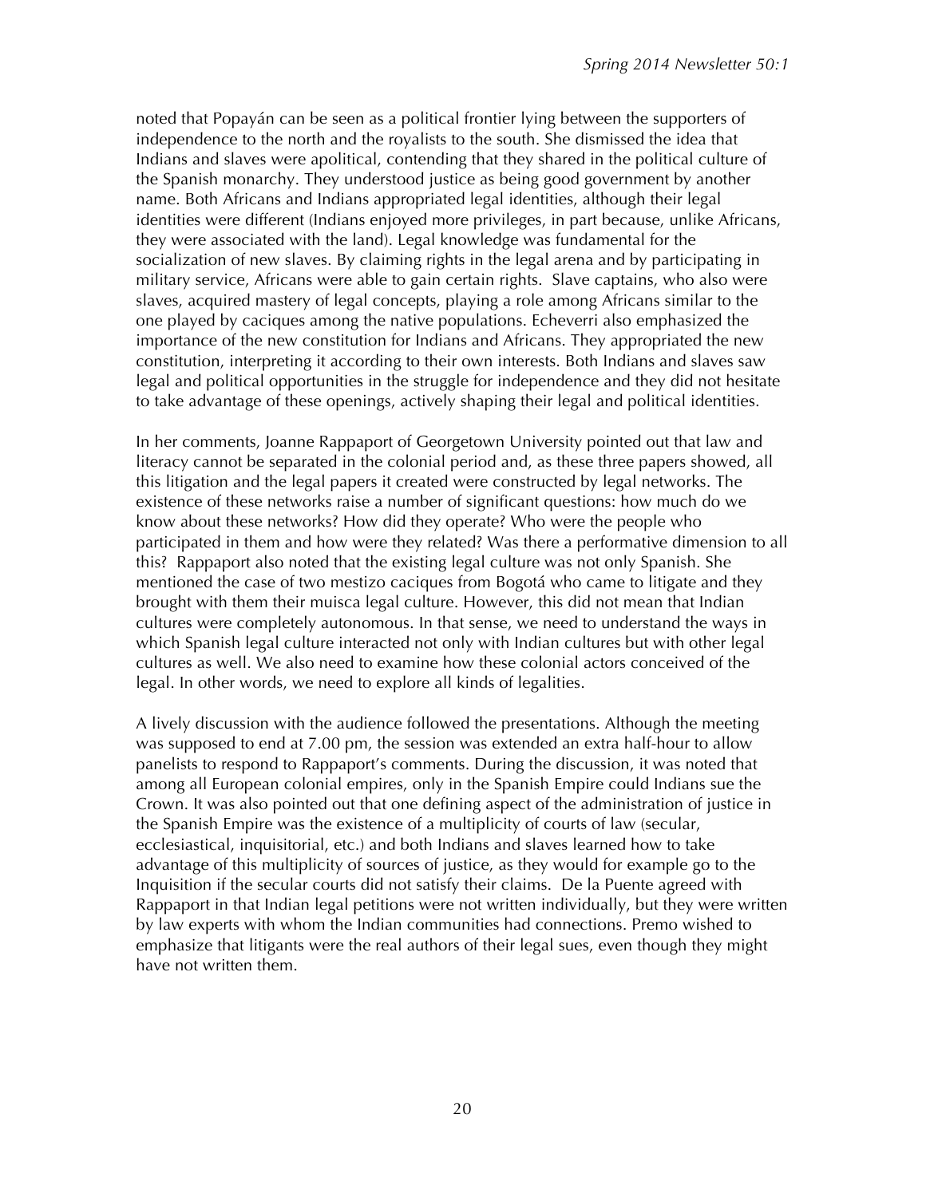noted that Popayán can be seen as a political frontier lying between the supporters of independence to the north and the royalists to the south. She dismissed the idea that Indians and slaves were apolitical, contending that they shared in the political culture of the Spanish monarchy. They understood justice as being good government by another name. Both Africans and Indians appropriated legal identities, although their legal identities were different (Indians enjoyed more privileges, in part because, unlike Africans, they were associated with the land). Legal knowledge was fundamental for the socialization of new slaves. By claiming rights in the legal arena and by participating in military service, Africans were able to gain certain rights. Slave captains, who also were slaves, acquired mastery of legal concepts, playing a role among Africans similar to the one played by caciques among the native populations. Echeverri also emphasized the importance of the new constitution for Indians and Africans. They appropriated the new constitution, interpreting it according to their own interests. Both Indians and slaves saw legal and political opportunities in the struggle for independence and they did not hesitate to take advantage of these openings, actively shaping their legal and political identities.

In her comments, Joanne Rappaport of Georgetown University pointed out that law and literacy cannot be separated in the colonial period and, as these three papers showed, all this litigation and the legal papers it created were constructed by legal networks. The existence of these networks raise a number of significant questions: how much do we know about these networks? How did they operate? Who were the people who participated in them and how were they related? Was there a performative dimension to all this? Rappaport also noted that the existing legal culture was not only Spanish. She mentioned the case of two mestizo caciques from Bogotá who came to litigate and they brought with them their muisca legal culture. However, this did not mean that Indian cultures were completely autonomous. In that sense, we need to understand the ways in which Spanish legal culture interacted not only with Indian cultures but with other legal cultures as well. We also need to examine how these colonial actors conceived of the legal. In other words, we need to explore all kinds of legalities.

A lively discussion with the audience followed the presentations. Although the meeting was supposed to end at 7.00 pm, the session was extended an extra half-hour to allow panelists to respond to Rappaport's comments. During the discussion, it was noted that among all European colonial empires, only in the Spanish Empire could Indians sue the Crown. It was also pointed out that one defining aspect of the administration of justice in the Spanish Empire was the existence of a multiplicity of courts of law (secular, ecclesiastical, inquisitorial, etc.) and both Indians and slaves learned how to take advantage of this multiplicity of sources of justice, as they would for example go to the Inquisition if the secular courts did not satisfy their claims. De la Puente agreed with Rappaport in that Indian legal petitions were not written individually, but they were written by law experts with whom the Indian communities had connections. Premo wished to emphasize that litigants were the real authors of their legal sues, even though they might have not written them.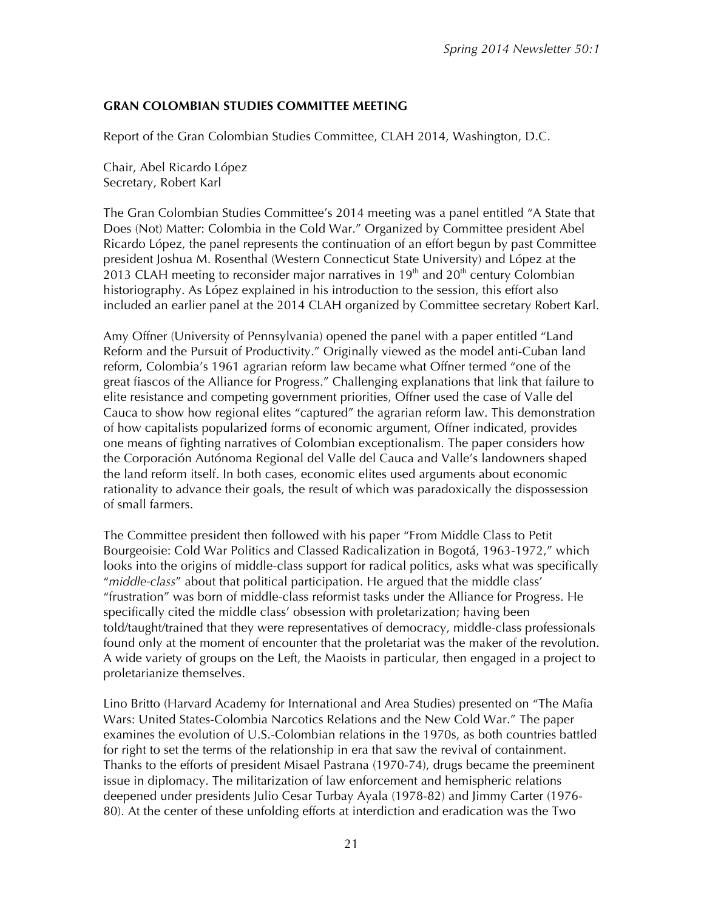## GRAN COLOMBIAN STUDIES COMMITTEE MEETING

Report of the Gran Colombian Studies Committee, CLAH 2014, Washington, D.C.

Chair, Abel Ricardo López
Secretary, Robert Karl

The Gran Colombian Studies Committee's 2014 meeting was a panel entitled "A State that Does (Not) Matter: Colombia in the Cold War." Organized by Committee president Abel Ricardo López, the panel represents the continuation of an effort begun by past Committee president Joshua M. Rosenthal (Western Connecticut State University) and López at the 2013 CLAH meeting to reconsider major narratives in 19th and 20th century Colombian historiography. As López explained in his introduction to the session, this effort also included an earlier panel at the 2014 CLAH organized by Committee secretary Robert Karl.

Amy Offner (University of Pennsylvania) opened the panel with a paper entitled "Land Reform and the Pursuit of Productivity." Originally viewed as the model anti-Cuban land reform, Colombia's 1961 agrarian reform law became what Offner termed "one of the great fiascos of the Alliance for Progress." Challenging explanations that link that failure to elite resistance and competing government priorities, Offner used the case of Valle del Cauca to show how regional elites "captured" the agrarian reform law. This demonstration of how capitalists popularized forms of economic argument, Offner indicated, provides one means of fighting narratives of Colombian exceptionalism. The paper considers how the Corporación Autónoma Regional del Valle del Cauca and Valle's landowners shaped the land reform itself. In both cases, economic elites used arguments about economic rationality to advance their goals, the result of which was paradoxically the dispossession of small farmers.

The Committee president then followed with his paper "From Middle Class to Petit Bourgeoisie: Cold War Politics and Classed Radicalization in Bogotá, 1963-1972," which looks into the origins of middle-class support for radical politics, asks what was specifically "*middle-class*" about that political participation. He argued that the middle class' "frustration" was born of middle-class reformist tasks under the Alliance for Progress. He specifically cited the middle class' obsession with proletarization; having been told/taught/trained that they were representatives of democracy, middle-class professionals found only at the moment of encounter that the proletariat was the maker of the revolution. A wide variety of groups on the Left, the Maoists in particular, then engaged in a project to proletarianize themselves.

Lino Britto (Harvard Academy for International and Area Studies) presented on "The Mafia Wars: United States-Colombia Narcotics Relations and the New Cold War." The paper examines the evolution of U.S.-Colombian relations in the 1970s, as both countries battled for right to set the terms of the relationship in era that saw the revival of containment. Thanks to the efforts of president Misael Pastrana (1970-74), drugs became the preeminent issue in diplomacy. The militarization of law enforcement and hemispheric relations deepened under presidents Julio Cesar Turbay Ayala (1978-82) and Jimmy Carter (1976-80). At the center of these unfolding efforts at interdiction and eradication was the Two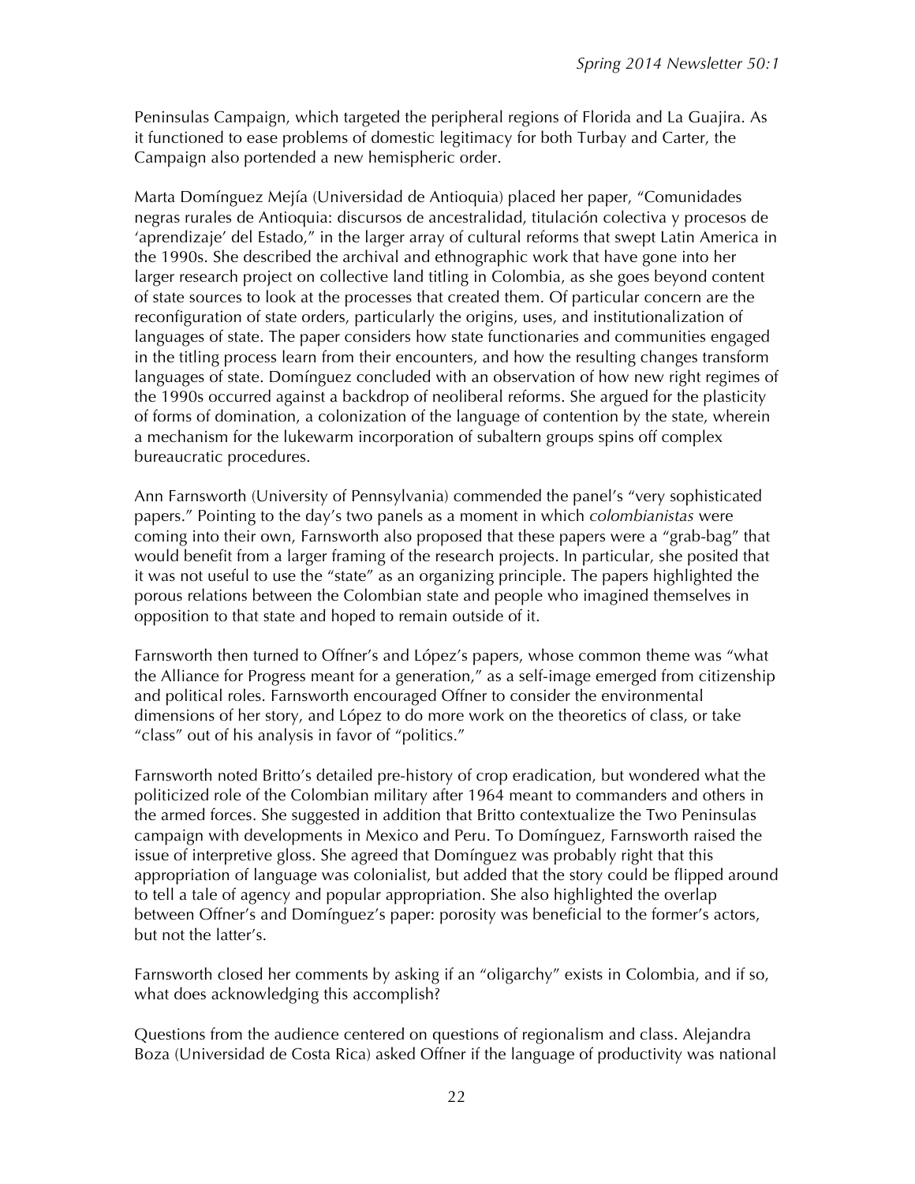Peninsulas Campaign, which targeted the peripheral regions of Florida and La Guajira. As it functioned to ease problems of domestic legitimacy for both Turbay and Carter, the Campaign also portended a new hemispheric order.

Marta Domínguez Mejía (Universidad de Antioquia) placed her paper, "Comunidades negras rurales de Antioquia: discursos de ancestralidad, titulación colectiva y procesos de 'aprendizaje' del Estado," in the larger array of cultural reforms that swept Latin America in the 1990s. She described the archival and ethnographic work that have gone into her larger research project on collective land titling in Colombia, as she goes beyond content of state sources to look at the processes that created them. Of particular concern are the reconfiguration of state orders, particularly the origins, uses, and institutionalization of languages of state. The paper considers how state functionaries and communities engaged in the titling process learn from their encounters, and how the resulting changes transform languages of state. Domínguez concluded with an observation of how new right regimes of the 1990s occurred against a backdrop of neoliberal reforms. She argued for the plasticity of forms of domination, a colonization of the language of contention by the state, wherein a mechanism for the lukewarm incorporation of subaltern groups spins off complex bureaucratic procedures.

Ann Farnsworth (University of Pennsylvania) commended the panel's "very sophisticated papers." Pointing to the day's two panels as a moment in which *colombianistas* were coming into their own, Farnsworth also proposed that these papers were a "grab-bag" that would benefit from a larger framing of the research projects. In particular, she posited that it was not useful to use the "state" as an organizing principle. The papers highlighted the porous relations between the Colombian state and people who imagined themselves in opposition to that state and hoped to remain outside of it.

Farnsworth then turned to Offner's and López's papers, whose common theme was "what the Alliance for Progress meant for a generation," as a self-image emerged from citizenship and political roles. Farnsworth encouraged Offner to consider the environmental dimensions of her story, and López to do more work on the theoretics of class, or take "class" out of his analysis in favor of "politics."

Farnsworth noted Britto's detailed pre-history of crop eradication, but wondered what the politicized role of the Colombian military after 1964 meant to commanders and others in the armed forces. She suggested in addition that Britto contextualize the Two Peninsulas campaign with developments in Mexico and Peru. To Domínguez, Farnsworth raised the issue of interpretive gloss. She agreed that Domínguez was probably right that this appropriation of language was colonialist, but added that the story could be flipped around to tell a tale of agency and popular appropriation. She also highlighted the overlap between Offner's and Domínguez's paper: porosity was beneficial to the former's actors, but not the latter's.

Farnsworth closed her comments by asking if an "oligarchy" exists in Colombia, and if so, what does acknowledging this accomplish?

Questions from the audience centered on questions of regionalism and class. Alejandra Boza (Universidad de Costa Rica) asked Offner if the language of productivity was national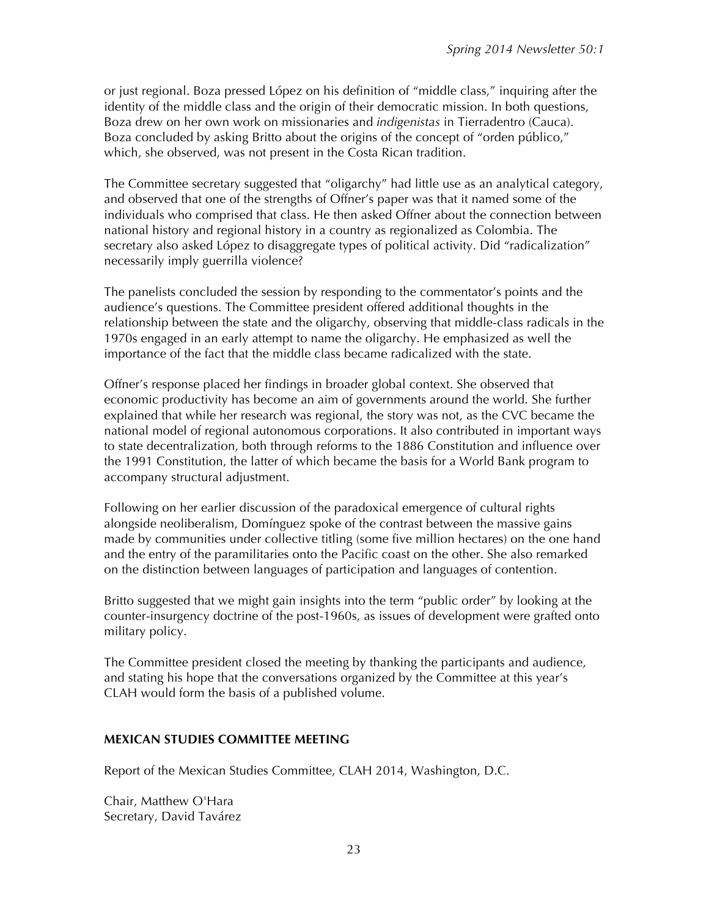or just regional. Boza pressed López on his definition of "middle class," inquiring after the identity of the middle class and the origin of their democratic mission. In both questions, Boza drew on her own work on missionaries and *indigenistas* in Tierradentro (Cauca). Boza concluded by asking Britto about the origins of the concept of "orden público," which, she observed, was not present in the Costa Rican tradition.

The Committee secretary suggested that "oligarchy" had little use as an analytical category, and observed that one of the strengths of Offner's paper was that it named some of the individuals who comprised that class. He then asked Offner about the connection between national history and regional history in a country as regionalized as Colombia. The secretary also asked López to disaggregate types of political activity. Did "radicalization" necessarily imply guerrilla violence?

The panelists concluded the session by responding to the commentator's points and the audience's questions. The Committee president offered additional thoughts in the relationship between the state and the oligarchy, observing that middle-class radicals in the 1970s engaged in an early attempt to name the oligarchy. He emphasized as well the importance of the fact that the middle class became radicalized with the state.

Offner's response placed her findings in broader global context. She observed that economic productivity has become an aim of governments around the world. She further explained that while her research was regional, the story was not, as the CVC became the national model of regional autonomous corporations. It also contributed in important ways to state decentralization, both through reforms to the 1886 Constitution and influence over the 1991 Constitution, the latter of which became the basis for a World Bank program to accompany structural adjustment.

Following on her earlier discussion of the paradoxical emergence of cultural rights alongside neoliberalism, Domínguez spoke of the contrast between the massive gains made by communities under collective titling (some five million hectares) on the one hand and the entry of the paramilitaries onto the Pacific coast on the other. She also remarked on the distinction between languages of participation and languages of contention.

Britto suggested that we might gain insights into the term "public order" by looking at the counter-insurgency doctrine of the post-1960s, as issues of development were grafted onto military policy.

The Committee president closed the meeting by thanking the participants and audience, and stating his hope that the conversations organized by the Committee at this year's CLAH would form the basis of a published volume.

## MEXICAN STUDIES COMMITTEE MEETING

Report of the Mexican Studies Committee, CLAH 2014, Washington, D.C.

Chair, Matthew O'Hara
Secretary, David Tavárez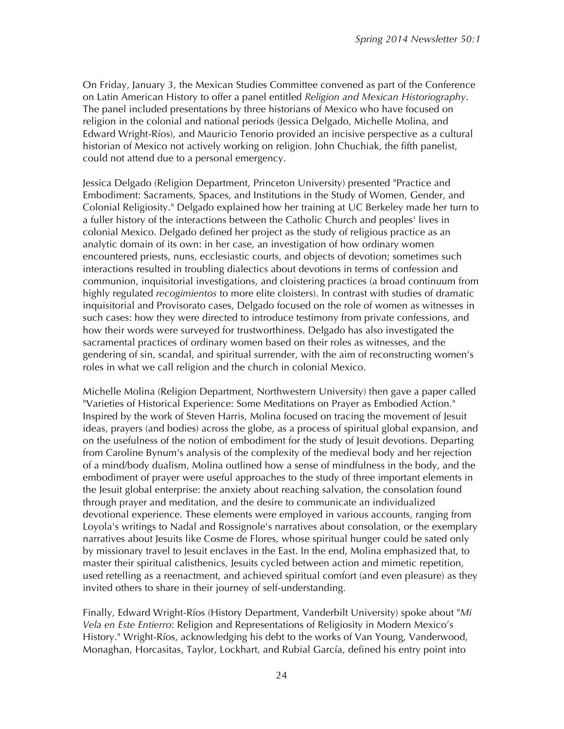On Friday, January 3, the Mexican Studies Committee convened as part of the Conference on Latin American History to offer a panel entitled *Religion and Mexican Historiography*. The panel included presentations by three historians of Mexico who have focused on religion in the colonial and national periods (Jessica Delgado, Michelle Molina, and Edward Wright-Ríos), and Mauricio Tenorio provided an incisive perspective as a cultural historian of Mexico not actively working on religion. John Chuchiak, the fifth panelist, could not attend due to a personal emergency.

Jessica Delgado (Religion Department, Princeton University) presented "Practice and Embodiment: Sacraments, Spaces, and Institutions in the Study of Women, Gender, and Colonial Religiosity." Delgado explained how her training at UC Berkeley made her turn to a fuller history of the interactions between the Catholic Church and peoples' lives in colonial Mexico. Delgado defined her project as the study of religious practice as an analytic domain of its own: in her case, an investigation of how ordinary women encountered priests, nuns, ecclesiastic courts, and objects of devotion; sometimes such interactions resulted in troubling dialectics about devotions in terms of confession and communion, inquisitorial investigations, and cloistering practices (a broad continuum from highly regulated *recogimientos* to more elite cloisters). In contrast with studies of dramatic inquisitorial and Provisorato cases, Delgado focused on the role of women as witnesses in such cases: how they were directed to introduce testimony from private confessions, and how their words were surveyed for trustworthiness. Delgado has also investigated the sacramental practices of ordinary women based on their roles as witnesses, and the gendering of sin, scandal, and spiritual surrender, with the aim of reconstructing women's roles in what we call religion and the church in colonial Mexico.

Michelle Molina (Religion Department, Northwestern University) then gave a paper called "Varieties of Historical Experience: Some Meditations on Prayer as Embodied Action." Inspired by the work of Steven Harris, Molina focused on tracing the movement of Jesuit ideas, prayers (and bodies) across the globe, as a process of spiritual global expansion, and on the usefulness of the notion of embodiment for the study of Jesuit devotions. Departing from Caroline Bynum's analysis of the complexity of the medieval body and her rejection of a mind/body dualism, Molina outlined how a sense of mindfulness in the body, and the embodiment of prayer were useful approaches to the study of three important elements in the Jesuit global enterprise: the anxiety about reaching salvation, the consolation found through prayer and meditation, and the desire to communicate an individualized devotional experience. These elements were employed in various accounts, ranging from Loyola's writings to Nadal and Rossignole's narratives about consolation, or the exemplary narratives about Jesuits like Cosme de Flores, whose spiritual hunger could be sated only by missionary travel to Jesuit enclaves in the East. In the end, Molina emphasized that, to master their spiritual calisthenics, Jesuits cycled between action and mimetic repetition, used retelling as a reenactment, and achieved spiritual comfort (and even pleasure) as they invited others to share in their journey of self-understanding.

Finally, Edward Wright-Ríos (History Department, Vanderbilt University) spoke about "*Mi Vela en Este Entierro*: Religion and Representations of Religiosity in Modern Mexico's History." Wright-Ríos, acknowledging his debt to the works of Van Young, Vanderwood, Monaghan, Horcasitas, Taylor, Lockhart, and Rubial García, defined his entry point into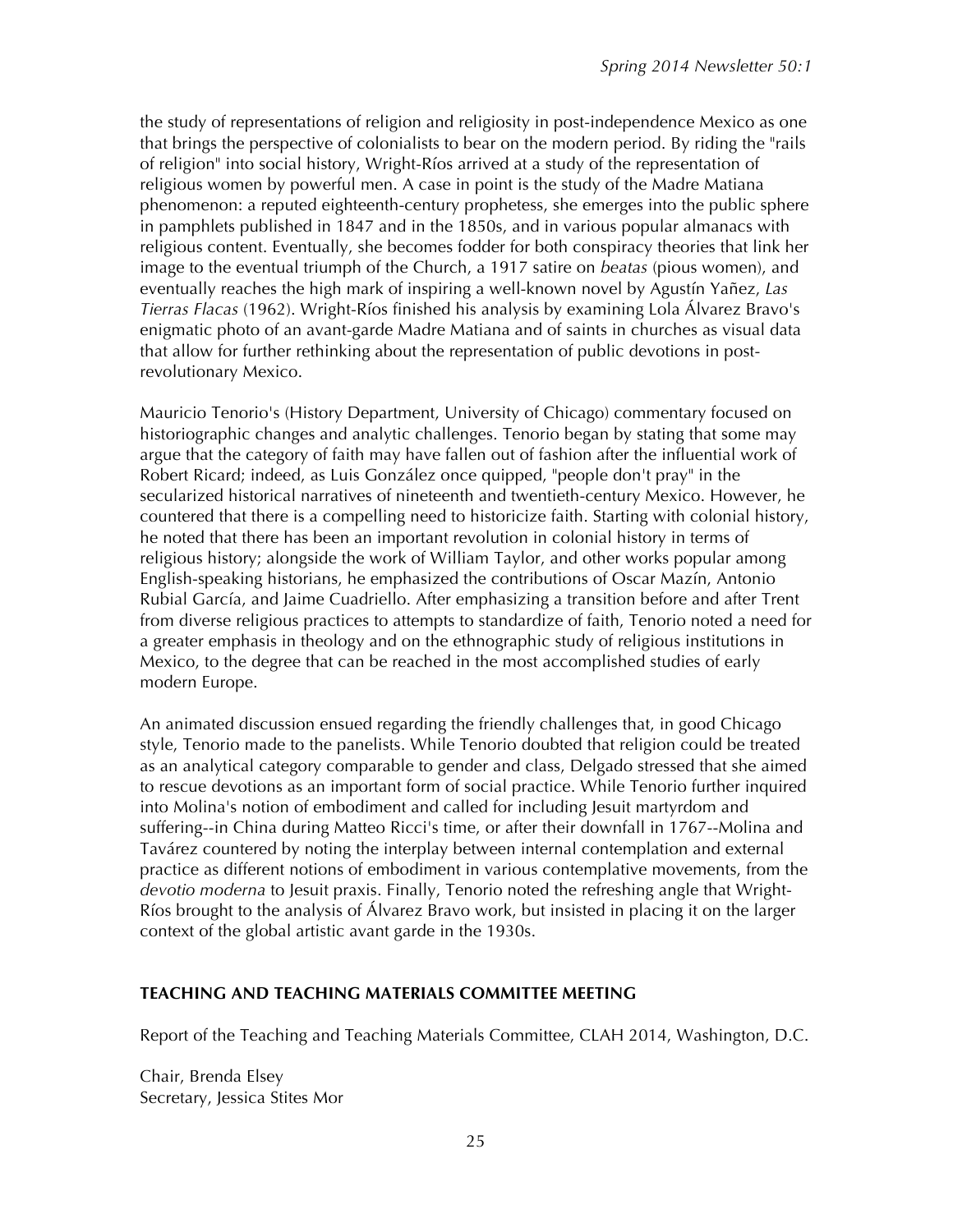the study of representations of religion and religiosity in post-independence Mexico as one that brings the perspective of colonialists to bear on the modern period. By riding the "rails of religion" into social history, Wright-Ríos arrived at a study of the representation of religious women by powerful men. A case in point is the study of the Madre Matiana phenomenon: a reputed eighteenth-century prophetess, she emerges into the public sphere in pamphlets published in 1847 and in the 1850s, and in various popular almanacs with religious content. Eventually, she becomes fodder for both conspiracy theories that link her image to the eventual triumph of the Church, a 1917 satire on *beatas* (pious women), and eventually reaches the high mark of inspiring a well-known novel by Agustín Yañez, *Las Tierras Flacas* (1962). Wright-Ríos finished his analysis by examining Lola Álvarez Bravo's enigmatic photo of an avant-garde Madre Matiana and of saints in churches as visual data that allow for further rethinking about the representation of public devotions in post-revolutionary Mexico.

Mauricio Tenorio's (History Department, University of Chicago) commentary focused on historiographic changes and analytic challenges. Tenorio began by stating that some may argue that the category of faith may have fallen out of fashion after the influential work of Robert Ricard; indeed, as Luis González once quipped, "people don't pray" in the secularized historical narratives of nineteenth and twentieth-century Mexico. However, he countered that there is a compelling need to historicize faith. Starting with colonial history, he noted that there has been an important revolution in colonial history in terms of religious history; alongside the work of William Taylor, and other works popular among English-speaking historians, he emphasized the contributions of Oscar Mazín, Antonio Rubial García, and Jaime Cuadriello. After emphasizing a transition before and after Trent from diverse religious practices to attempts to standardize of faith, Tenorio noted a need for a greater emphasis in theology and on the ethnographic study of religious institutions in Mexico, to the degree that can be reached in the most accomplished studies of early modern Europe.

An animated discussion ensued regarding the friendly challenges that, in good Chicago style, Tenorio made to the panelists. While Tenorio doubted that religion could be treated as an analytical category comparable to gender and class, Delgado stressed that she aimed to rescue devotions as an important form of social practice. While Tenorio further inquired into Molina's notion of embodiment and called for including Jesuit martyrdom and suffering--in China during Matteo Ricci's time, or after their downfall in 1767--Molina and Tavárez countered by noting the interplay between internal contemplation and external practice as different notions of embodiment in various contemplative movements, from the *devotio moderna* to Jesuit praxis. Finally, Tenorio noted the refreshing angle that Wright-Ríos brought to the analysis of Álvarez Bravo work, but insisted in placing it on the larger context of the global artistic avant garde in the 1930s.

## TEACHING AND TEACHING MATERIALS COMMITTEE MEETING

Report of the Teaching and Teaching Materials Committee, CLAH 2014, Washington, D.C.

Chair, Brenda Elsey
Secretary, Jessica Stites Mor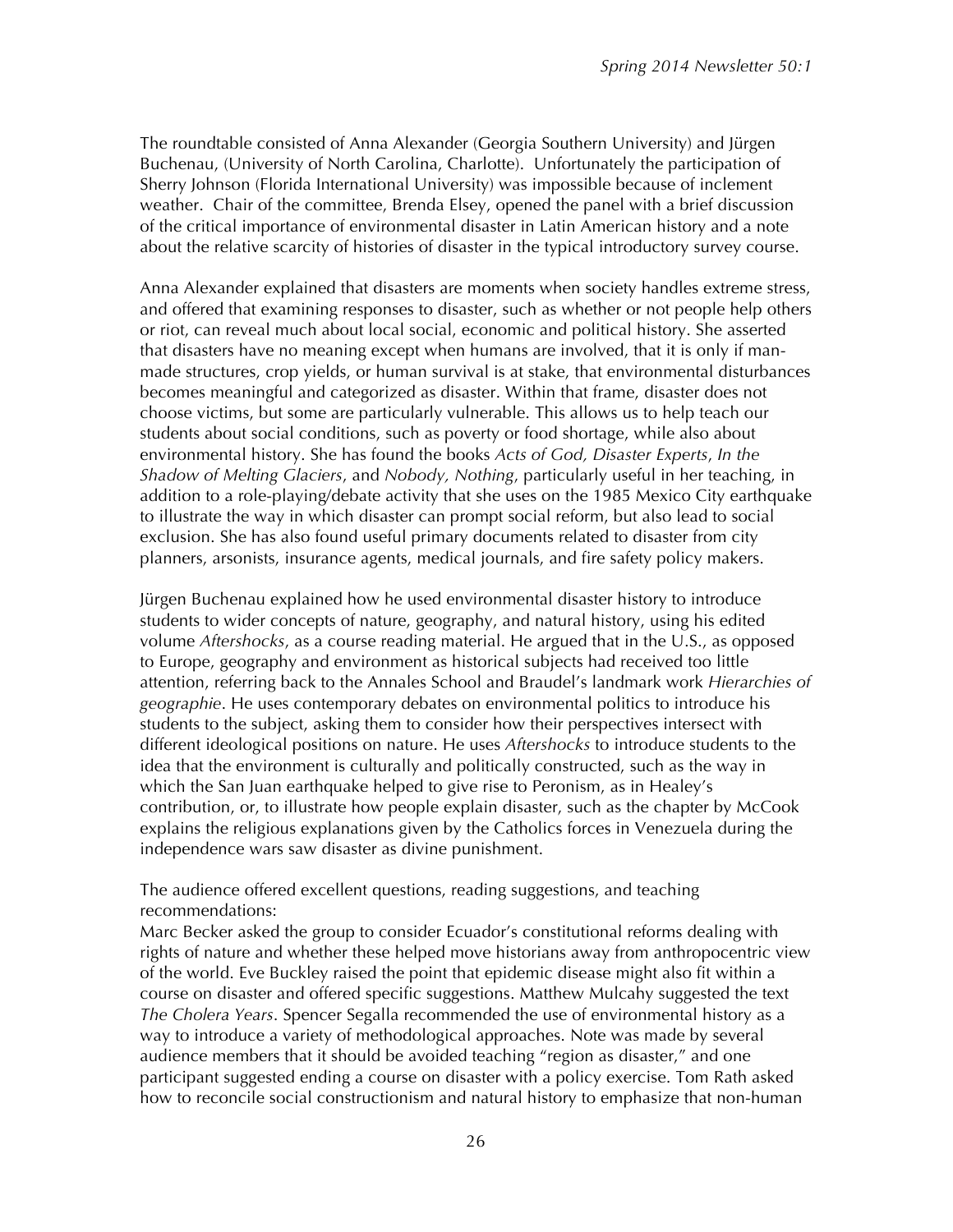The roundtable consisted of Anna Alexander (Georgia Southern University) and Jürgen Buchenau, (University of North Carolina, Charlotte). Unfortunately the participation of Sherry Johnson (Florida International University) was impossible because of inclement weather. Chair of the committee, Brenda Elsey, opened the panel with a brief discussion of the critical importance of environmental disaster in Latin American history and a note about the relative scarcity of histories of disaster in the typical introductory survey course.

Anna Alexander explained that disasters are moments when society handles extreme stress, and offered that examining responses to disaster, such as whether or not people help others or riot, can reveal much about local social, economic and political history. She asserted that disasters have no meaning except when humans are involved, that it is only if man-made structures, crop yields, or human survival is at stake, that environmental disturbances becomes meaningful and categorized as disaster. Within that frame, disaster does not choose victims, but some are particularly vulnerable. This allows us to help teach our students about social conditions, such as poverty or food shortage, while also about environmental history. She has found the books *Acts of God, Disaster Experts*, *In the Shadow of Melting Glaciers*, and *Nobody, Nothing*, particularly useful in her teaching, in addition to a role-playing/debate activity that she uses on the 1985 Mexico City earthquake to illustrate the way in which disaster can prompt social reform, but also lead to social exclusion. She has also found useful primary documents related to disaster from city planners, arsonists, insurance agents, medical journals, and fire safety policy makers.

Jürgen Buchenau explained how he used environmental disaster history to introduce students to wider concepts of nature, geography, and natural history, using his edited volume *Aftershocks*, as a course reading material. He argued that in the U.S., as opposed to Europe, geography and environment as historical subjects had received too little attention, referring back to the Annales School and Braudel's landmark work *Hierarchies of geographie*. He uses contemporary debates on environmental politics to introduce his students to the subject, asking them to consider how their perspectives intersect with different ideological positions on nature. He uses *Aftershocks* to introduce students to the idea that the environment is culturally and politically constructed, such as the way in which the San Juan earthquake helped to give rise to Peronism, as in Healey's contribution, or, to illustrate how people explain disaster, such as the chapter by McCook explains the religious explanations given by the Catholics forces in Venezuela during the independence wars saw disaster as divine punishment.

The audience offered excellent questions, reading suggestions, and teaching recommendations:

Marc Becker asked the group to consider Ecuador's constitutional reforms dealing with rights of nature and whether these helped move historians away from anthropocentric view of the world. Eve Buckley raised the point that epidemic disease might also fit within a course on disaster and offered specific suggestions. Matthew Mulcahy suggested the text *The Cholera Years*. Spencer Segalla recommended the use of environmental history as a way to introduce a variety of methodological approaches. Note was made by several audience members that it should be avoided teaching "region as disaster," and one participant suggested ending a course on disaster with a policy exercise. Tom Rath asked how to reconcile social constructionism and natural history to emphasize that non-human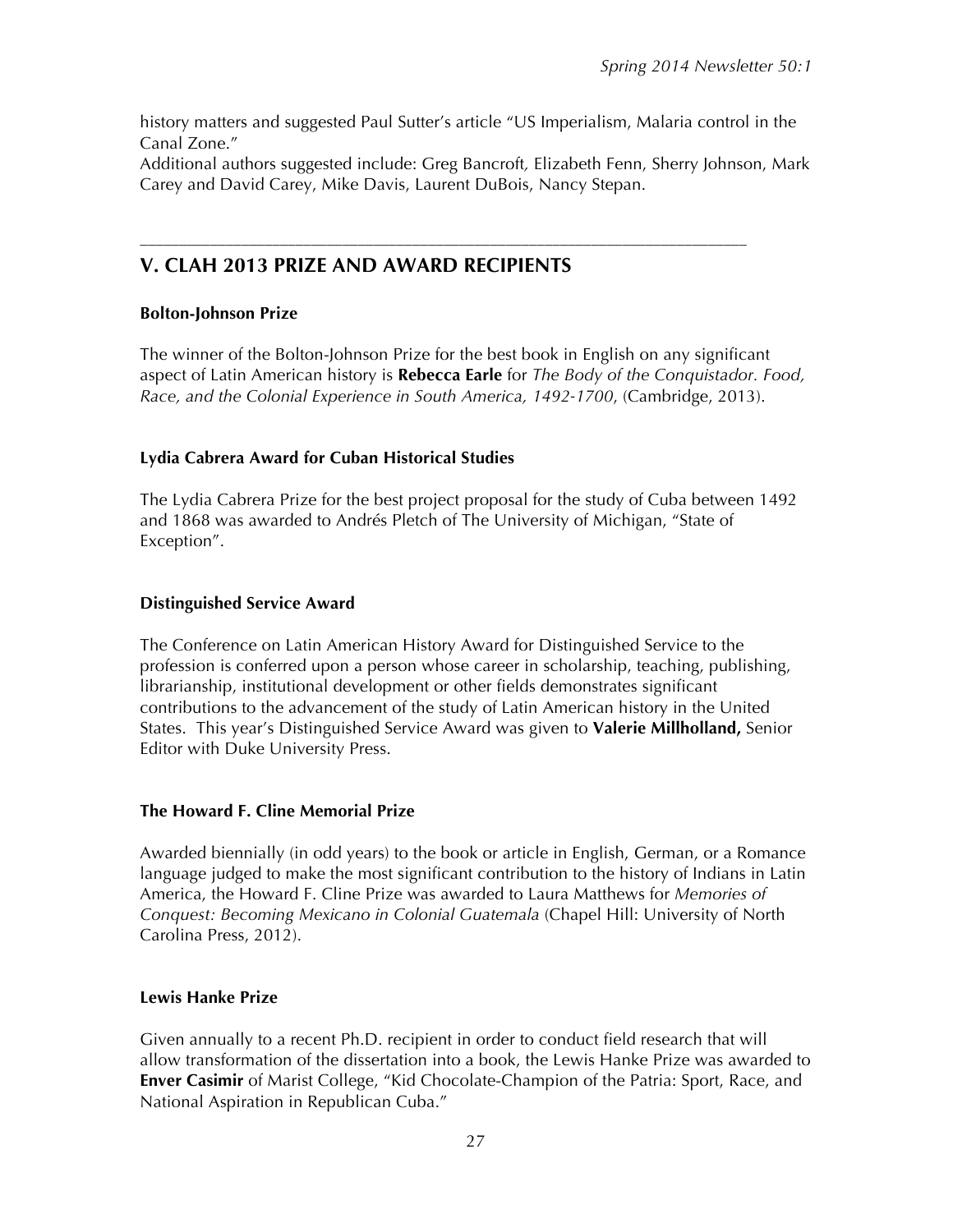history matters and suggested Paul Sutter's article "US Imperialism, Malaria control in the Canal Zone."

Additional authors suggested include: Greg Bancroft, Elizabeth Fenn, Sherry Johnson, Mark Carey and David Carey, Mike Davis, Laurent DuBois, Nancy Stepan.

---

## V. CLAH 2013 PRIZE AND AWARD RECIPIENTS

### Bolton-Johnson Prize

The winner of the Bolton-Johnson Prize for the best book in English on any significant aspect of Latin American history is **Rebecca Earle** for *The Body of the Conquistador. Food, Race, and the Colonial Experience in South America, 1492-1700*, (Cambridge, 2013).

### Lydia Cabrera Award for Cuban Historical Studies

The Lydia Cabrera Prize for the best project proposal for the study of Cuba between 1492 and 1868 was awarded to Andrés Pletch of The University of Michigan, "State of Exception".

### Distinguished Service Award

The Conference on Latin American History Award for Distinguished Service to the profession is conferred upon a person whose career in scholarship, teaching, publishing, librarianship, institutional development or other fields demonstrates significant contributions to the advancement of the study of Latin American history in the United States. This year's Distinguished Service Award was given to **Valerie Millholland,** Senior Editor with Duke University Press.

### The Howard F. Cline Memorial Prize

Awarded biennially (in odd years) to the book or article in English, German, or a Romance language judged to make the most significant contribution to the history of Indians in Latin America, the Howard F. Cline Prize was awarded to Laura Matthews for *Memories of Conquest: Becoming Mexicano in Colonial Guatemala* (Chapel Hill: University of North Carolina Press, 2012).

### Lewis Hanke Prize

Given annually to a recent Ph.D. recipient in order to conduct field research that will allow transformation of the dissertation into a book, the Lewis Hanke Prize was awarded to **Enver Casimir** of Marist College, "Kid Chocolate-Champion of the Patria: Sport, Race, and National Aspiration in Republican Cuba."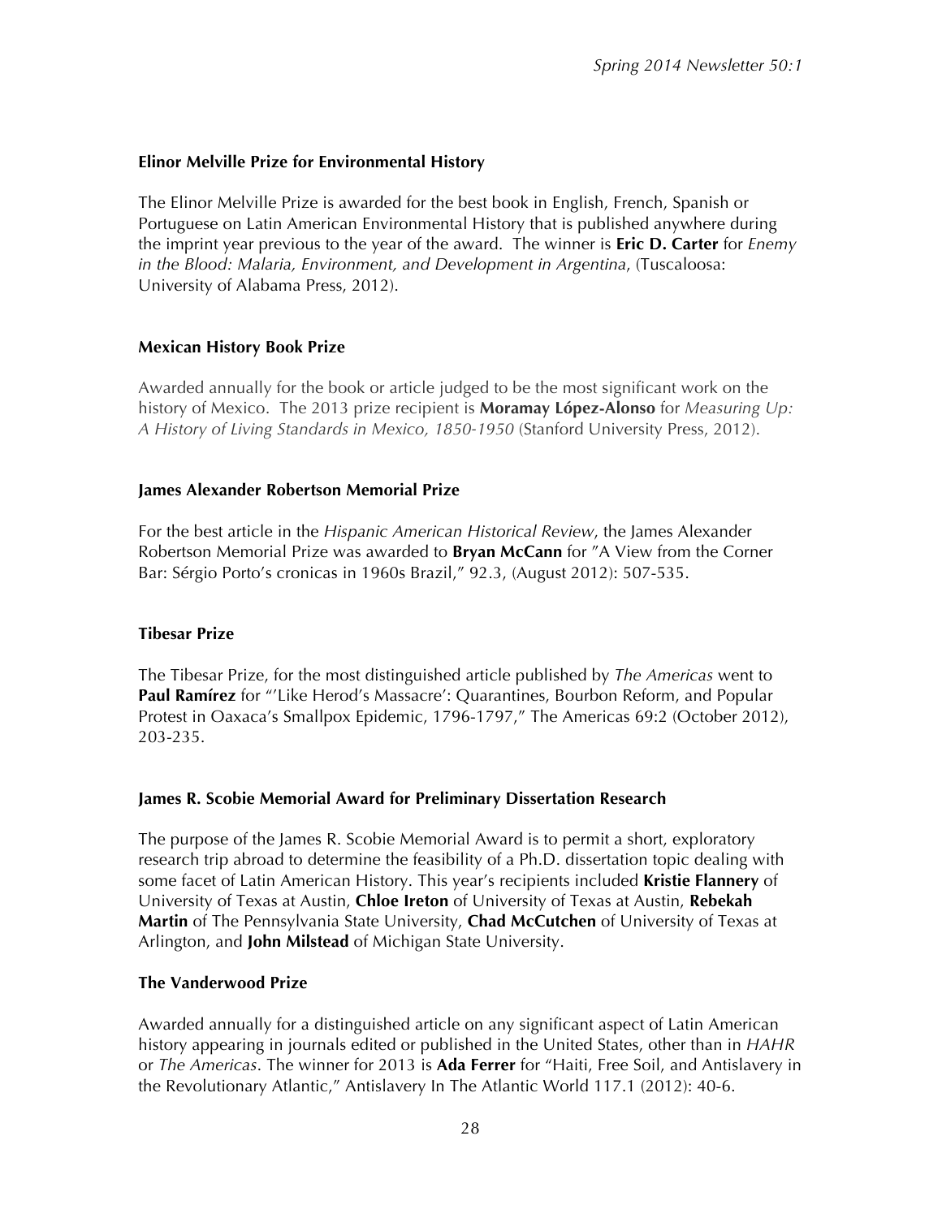### Elinor Melville Prize for Environmental History

The Elinor Melville Prize is awarded for the best book in English, French, Spanish or Portuguese on Latin American Environmental History that is published anywhere during the imprint year previous to the year of the award. The winner is **Eric D. Carter** for *Enemy in the Blood: Malaria, Environment, and Development in Argentina*, (Tuscaloosa: University of Alabama Press, 2012).

### Mexican History Book Prize

Awarded annually for the book or article judged to be the most significant work on the history of Mexico. The 2013 prize recipient is **Moramay López-Alonso** for *Measuring Up: A History of Living Standards in Mexico, 1850-1950* (Stanford University Press, 2012).

### James Alexander Robertson Memorial Prize

For the best article in the *Hispanic American Historical Review*, the James Alexander Robertson Memorial Prize was awarded to **Bryan McCann** for "A View from the Corner Bar: Sérgio Porto's cronicas in 1960s Brazil," 92.3, (August 2012): 507-535.

### Tibesar Prize

The Tibesar Prize, for the most distinguished article published by *The Americas* went to **Paul Ramírez** for "'Like Herod's Massacre': Quarantines, Bourbon Reform, and Popular Protest in Oaxaca's Smallpox Epidemic, 1796-1797," The Americas 69:2 (October 2012), 203-235.

### James R. Scobie Memorial Award for Preliminary Dissertation Research

The purpose of the James R. Scobie Memorial Award is to permit a short, exploratory research trip abroad to determine the feasibility of a Ph.D. dissertation topic dealing with some facet of Latin American History. This year's recipients included **Kristie Flannery** of University of Texas at Austin, **Chloe Ireton** of University of Texas at Austin, **Rebekah Martin** of The Pennsylvania State University, **Chad McCutchen** of University of Texas at Arlington, and **John Milstead** of Michigan State University.

### The Vanderwood Prize

Awarded annually for a distinguished article on any significant aspect of Latin American history appearing in journals edited or published in the United States, other than in *HAHR* or *The Americas*. The winner for 2013 is **Ada Ferrer** for "Haiti, Free Soil, and Antislavery in the Revolutionary Atlantic," Antislavery In The Atlantic World 117.1 (2012): 40-6.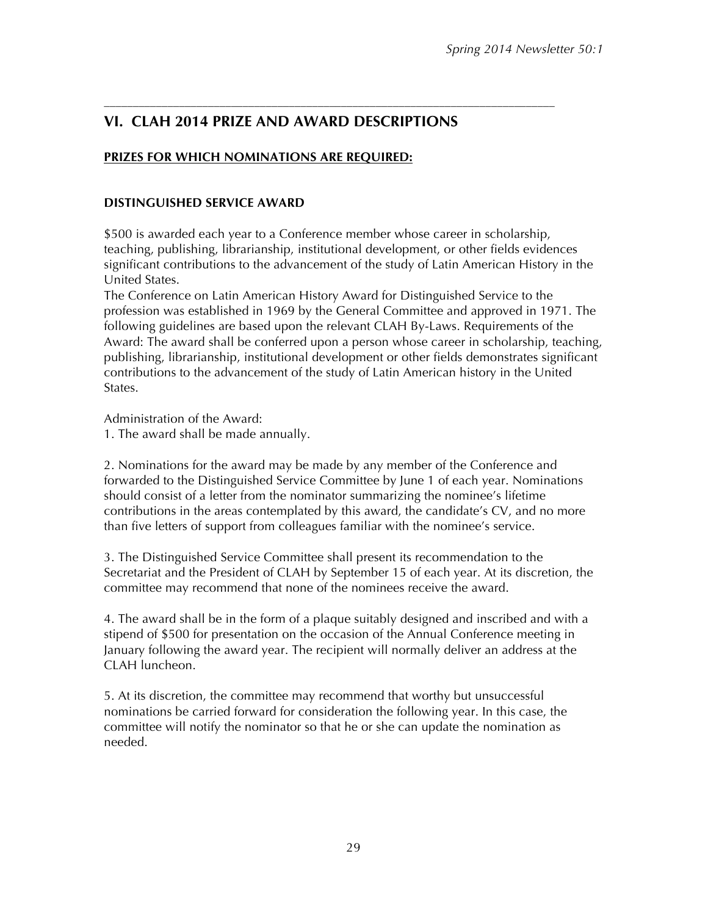## VI. CLAH 2014 PRIZE AND AWARD DESCRIPTIONS

**PRIZES FOR WHICH NOMINATIONS ARE REQUIRED:**

### DISTINGUISHED SERVICE AWARD

$500 is awarded each year to a Conference member whose career in scholarship, teaching, publishing, librarianship, institutional development, or other fields evidences significant contributions to the advancement of the study of Latin American History in the United States.

The Conference on Latin American History Award for Distinguished Service to the profession was established in 1969 by the General Committee and approved in 1971. The following guidelines are based upon the relevant CLAH By-Laws. Requirements of the Award: The award shall be conferred upon a person whose career in scholarship, teaching, publishing, librarianship, institutional development or other fields demonstrates significant contributions to the advancement of the study of Latin American history in the United States.

Administration of the Award:

1. The award shall be made annually.

2. Nominations for the award may be made by any member of the Conference and forwarded to the Distinguished Service Committee by June 1 of each year. Nominations should consist of a letter from the nominator summarizing the nominee's lifetime contributions in the areas contemplated by this award, the candidate's CV, and no more than five letters of support from colleagues familiar with the nominee's service.

3. The Distinguished Service Committee shall present its recommendation to the Secretariat and the President of CLAH by September 15 of each year. At its discretion, the committee may recommend that none of the nominees receive the award.

4. The award shall be in the form of a plaque suitably designed and inscribed and with a stipend of $500 for presentation on the occasion of the Annual Conference meeting in January following the award year. The recipient will normally deliver an address at the CLAH luncheon.

5. At its discretion, the committee may recommend that worthy but unsuccessful nominations be carried forward for consideration the following year. In this case, the committee will notify the nominator so that he or she can update the nomination as needed.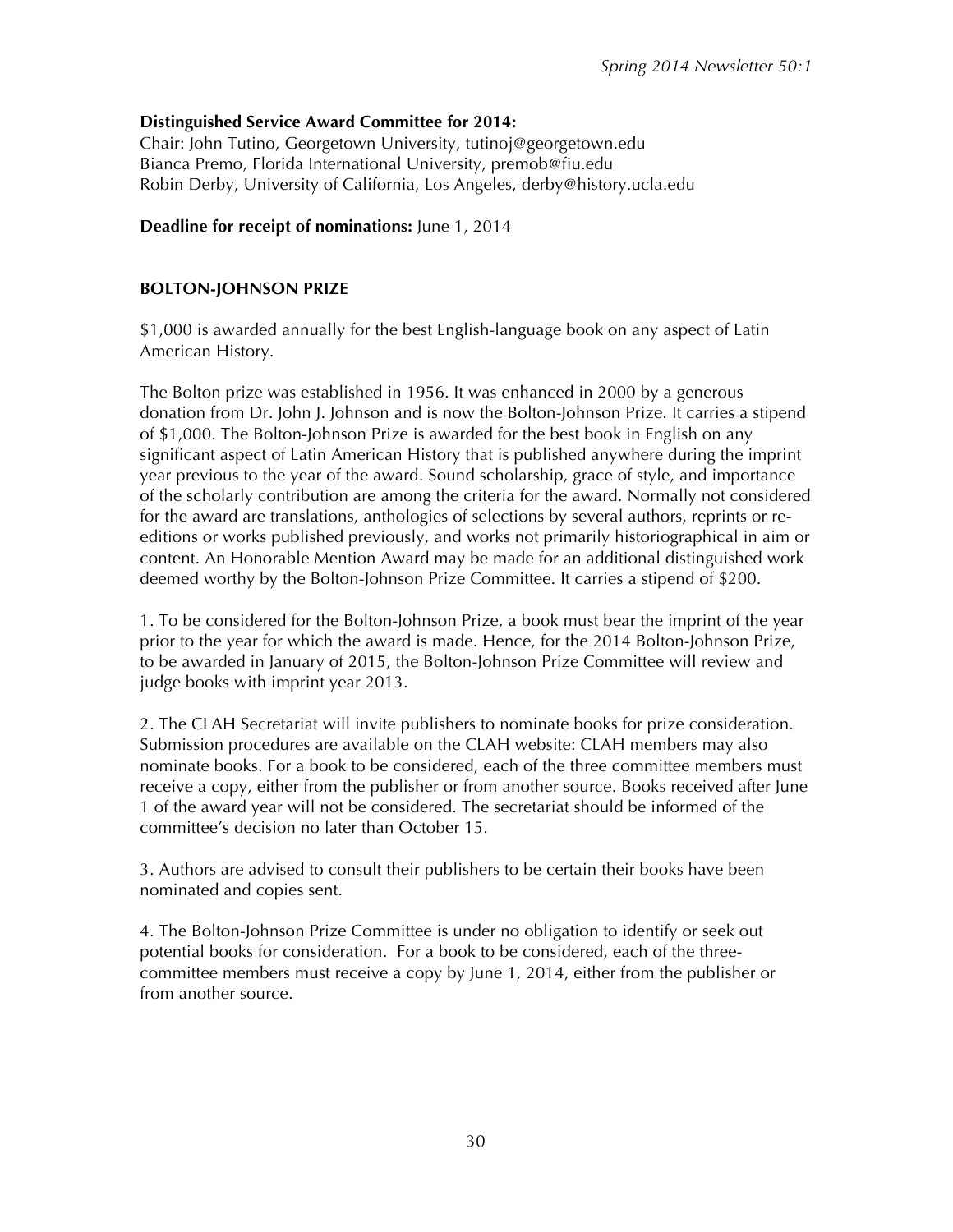**Distinguished Service Award Committee for 2014:**
Chair: John Tutino, Georgetown University, tutinoj@georgetown.edu
Bianca Premo, Florida International University, premob@fiu.edu
Robin Derby, University of California, Los Angeles, derby@history.ucla.edu

**Deadline for receipt of nominations:** June 1, 2014

## BOLTON-JOHNSON PRIZE

$1,000 is awarded annually for the best English-language book on any aspect of Latin American History.

The Bolton prize was established in 1956. It was enhanced in 2000 by a generous donation from Dr. John J. Johnson and is now the Bolton-Johnson Prize. It carries a stipend of $1,000. The Bolton-Johnson Prize is awarded for the best book in English on any significant aspect of Latin American History that is published anywhere during the imprint year previous to the year of the award. Sound scholarship, grace of style, and importance of the scholarly contribution are among the criteria for the award. Normally not considered for the award are translations, anthologies of selections by several authors, reprints or re-editions or works published previously, and works not primarily historiographical in aim or content. An Honorable Mention Award may be made for an additional distinguished work deemed worthy by the Bolton-Johnson Prize Committee. It carries a stipend of $200.

1. To be considered for the Bolton-Johnson Prize, a book must bear the imprint of the year prior to the year for which the award is made. Hence, for the 2014 Bolton-Johnson Prize, to be awarded in January of 2015, the Bolton-Johnson Prize Committee will review and judge books with imprint year 2013.

2. The CLAH Secretariat will invite publishers to nominate books for prize consideration. Submission procedures are available on the CLAH website: CLAH members may also nominate books. For a book to be considered, each of the three committee members must receive a copy, either from the publisher or from another source. Books received after June 1 of the award year will not be considered. The secretariat should be informed of the committee's decision no later than October 15.

3. Authors are advised to consult their publishers to be certain their books have been nominated and copies sent.

4. The Bolton-Johnson Prize Committee is under no obligation to identify or seek out potential books for consideration. For a book to be considered, each of the three-committee members must receive a copy by June 1, 2014, either from the publisher or from another source.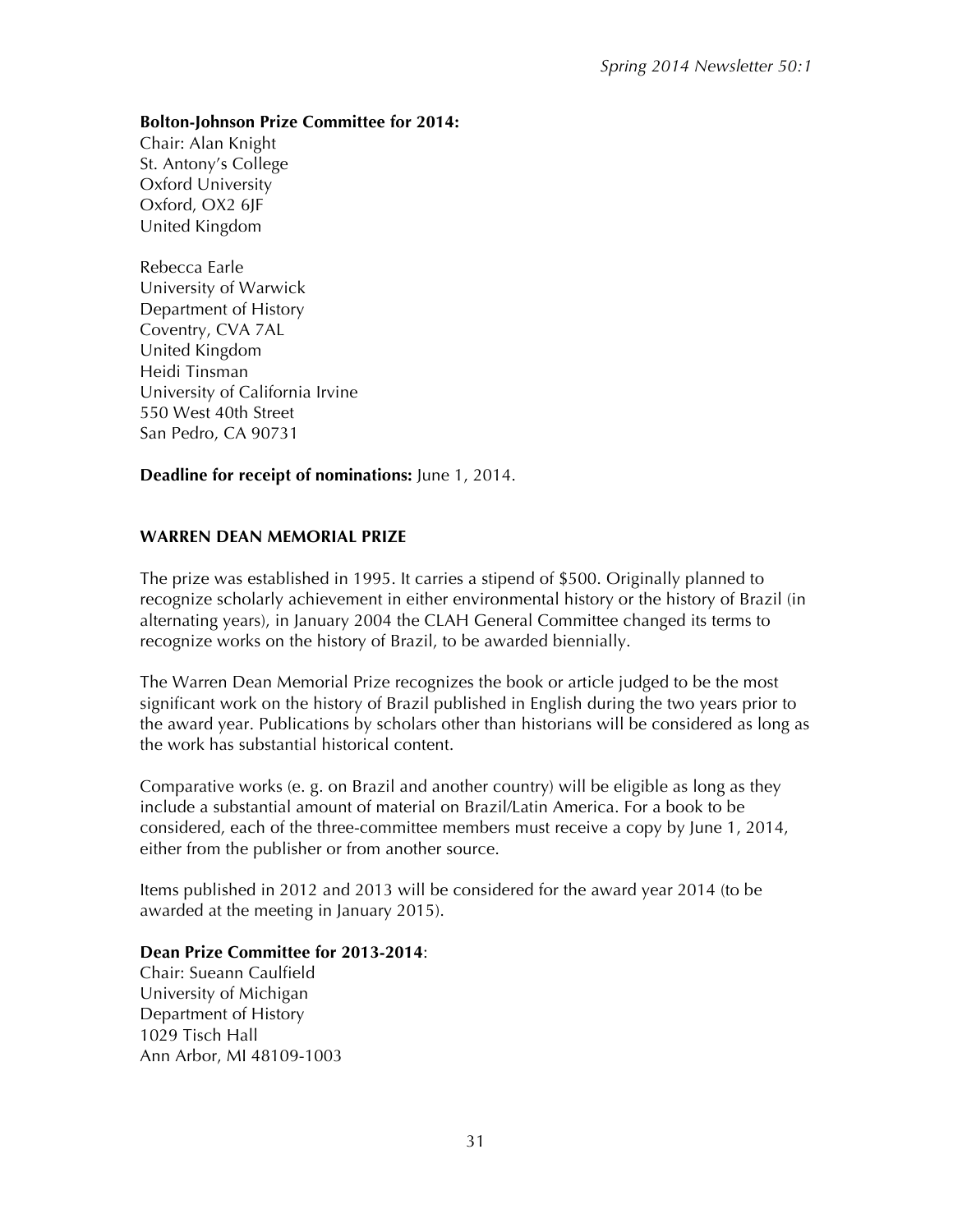**Bolton-Johnson Prize Committee for 2014:**
Chair: Alan Knight
St. Antony's College
Oxford University
Oxford, OX2 6JF
United Kingdom

Rebecca Earle
University of Warwick
Department of History
Coventry, CVA 7AL
United Kingdom
Heidi Tinsman
University of California Irvine
550 West 40th Street
San Pedro, CA 90731

**Deadline for receipt of nominations:** June 1, 2014.

## WARREN DEAN MEMORIAL PRIZE

The prize was established in 1995. It carries a stipend of $500. Originally planned to recognize scholarly achievement in either environmental history or the history of Brazil (in alternating years), in January 2004 the CLAH General Committee changed its terms to recognize works on the history of Brazil, to be awarded biennially.

The Warren Dean Memorial Prize recognizes the book or article judged to be the most significant work on the history of Brazil published in English during the two years prior to the award year. Publications by scholars other than historians will be considered as long as the work has substantial historical content.

Comparative works (e. g. on Brazil and another country) will be eligible as long as they include a substantial amount of material on Brazil/Latin America. For a book to be considered, each of the three-committee members must receive a copy by June 1, 2014, either from the publisher or from another source.

Items published in 2012 and 2013 will be considered for the award year 2014 (to be awarded at the meeting in January 2015).

**Dean Prize Committee for 2013-2014**:
Chair: Sueann Caulfield
University of Michigan
Department of History
1029 Tisch Hall
Ann Arbor, MI 48109-1003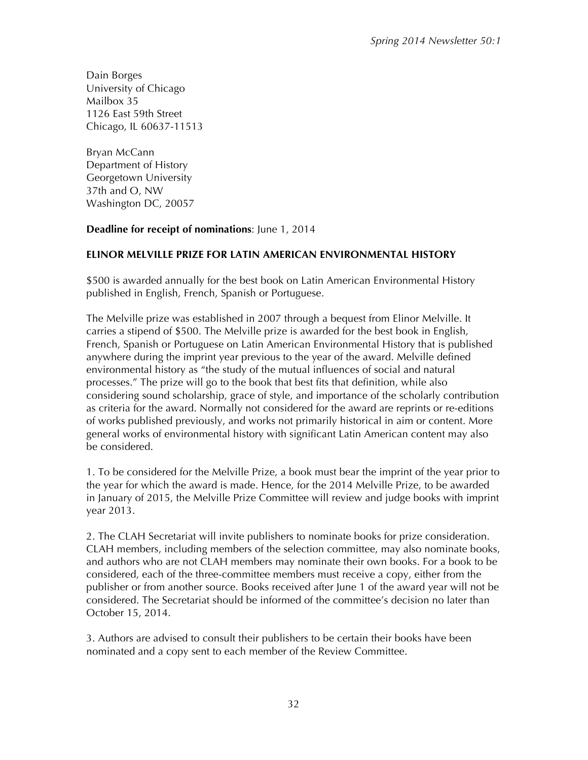Dain Borges
University of Chicago
Mailbox 35
1126 East 59th Street
Chicago, IL 60637-11513

Bryan McCann
Department of History
Georgetown University
37th and O, NW
Washington DC, 20057

**Deadline for receipt of nominations**: June 1, 2014

**ELINOR MELVILLE PRIZE FOR LATIN AMERICAN ENVIRONMENTAL HISTORY**

$500 is awarded annually for the best book on Latin American Environmental History published in English, French, Spanish or Portuguese.

The Melville prize was established in 2007 through a bequest from Elinor Melville. It carries a stipend of $500. The Melville prize is awarded for the best book in English, French, Spanish or Portuguese on Latin American Environmental History that is published anywhere during the imprint year previous to the year of the award. Melville defined environmental history as "the study of the mutual influences of social and natural processes." The prize will go to the book that best fits that definition, while also considering sound scholarship, grace of style, and importance of the scholarly contribution as criteria for the award. Normally not considered for the award are reprints or re-editions of works published previously, and works not primarily historical in aim or content. More general works of environmental history with significant Latin American content may also be considered.

1. To be considered for the Melville Prize, a book must bear the imprint of the year prior to the year for which the award is made. Hence, for the 2014 Melville Prize, to be awarded in January of 2015, the Melville Prize Committee will review and judge books with imprint year 2013.

2. The CLAH Secretariat will invite publishers to nominate books for prize consideration. CLAH members, including members of the selection committee, may also nominate books, and authors who are not CLAH members may nominate their own books. For a book to be considered, each of the three-committee members must receive a copy, either from the publisher or from another source. Books received after June 1 of the award year will not be considered. The Secretariat should be informed of the committee's decision no later than October 15, 2014.

3. Authors are advised to consult their publishers to be certain their books have been nominated and a copy sent to each member of the Review Committee.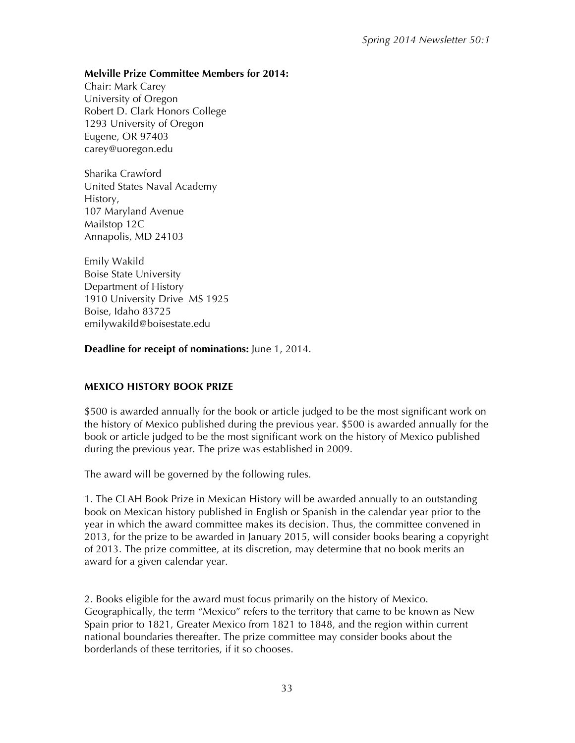**Melville Prize Committee Members for 2014:**

Chair: Mark Carey
University of Oregon
Robert D. Clark Honors College
1293 University of Oregon
Eugene, OR 97403
carey@uoregon.edu

Sharika Crawford
United States Naval Academy
History,
107 Maryland Avenue
Mailstop 12C
Annapolis, MD 24103

Emily Wakild
Boise State University
Department of History
1910 University Drive MS 1925
Boise, Idaho 83725
emilywakild@boisestate.edu

**Deadline for receipt of nominations:** June 1, 2014.

## MEXICO HISTORY BOOK PRIZE

$500 is awarded annually for the book or article judged to be the most significant work on the history of Mexico published during the previous year. $500 is awarded annually for the book or article judged to be the most significant work on the history of Mexico published during the previous year. The prize was established in 2009.

The award will be governed by the following rules.

1. The CLAH Book Prize in Mexican History will be awarded annually to an outstanding book on Mexican history published in English or Spanish in the calendar year prior to the year in which the award committee makes its decision. Thus, the committee convened in 2013, for the prize to be awarded in January 2015, will consider books bearing a copyright of 2013. The prize committee, at its discretion, may determine that no book merits an award for a given calendar year.

2. Books eligible for the award must focus primarily on the history of Mexico. Geographically, the term "Mexico" refers to the territory that came to be known as New Spain prior to 1821, Greater Mexico from 1821 to 1848, and the region within current national boundaries thereafter. The prize committee may consider books about the borderlands of these territories, if it so chooses.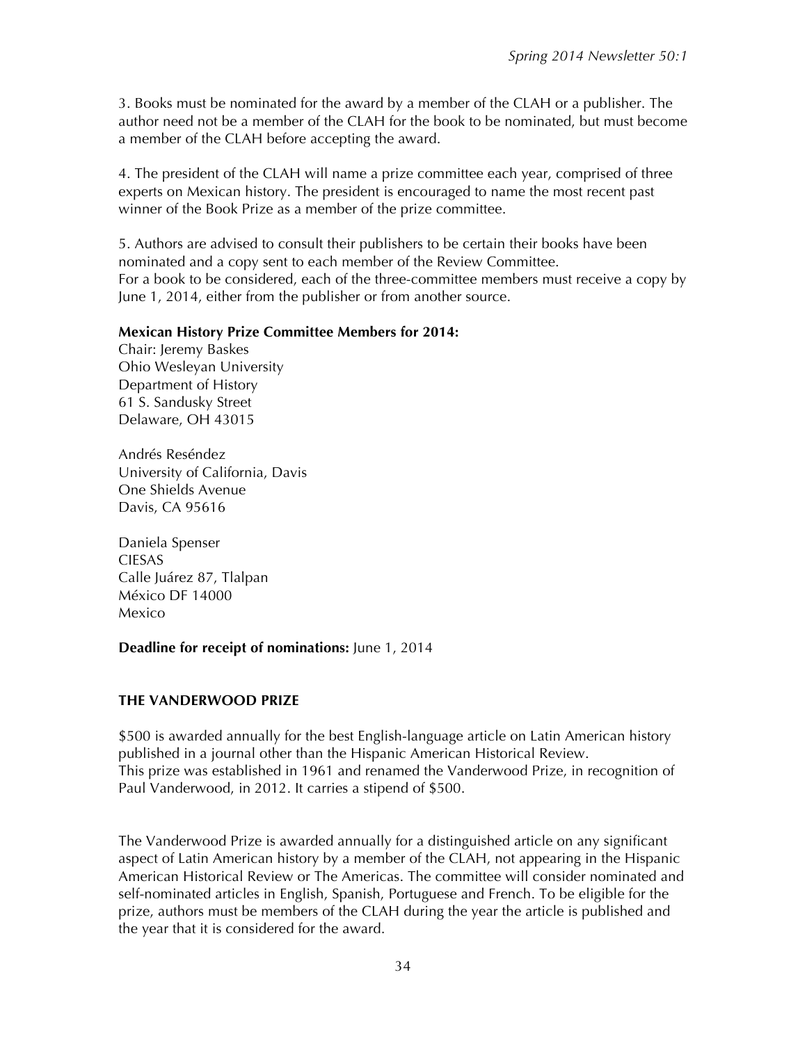3. Books must be nominated for the award by a member of the CLAH or a publisher. The author need not be a member of the CLAH for the book to be nominated, but must become a member of the CLAH before accepting the award.

4. The president of the CLAH will name a prize committee each year, comprised of three experts on Mexican history. The president is encouraged to name the most recent past winner of the Book Prize as a member of the prize committee.

5. Authors are advised to consult their publishers to be certain their books have been nominated and a copy sent to each member of the Review Committee.
For a book to be considered, each of the three-committee members must receive a copy by June 1, 2014, either from the publisher or from another source.

**Mexican History Prize Committee Members for 2014:**
Chair: Jeremy Baskes
Ohio Wesleyan University
Department of History
61 S. Sandusky Street
Delaware, OH 43015

Andrés Reséndez
University of California, Davis
One Shields Avenue
Davis, CA 95616

Daniela Spenser
CIESAS
Calle Juárez 87, Tlalpan
México DF 14000
Mexico

**Deadline for receipt of nominations:** June 1, 2014

## THE VANDERWOOD PRIZE

$500 is awarded annually for the best English-language article on Latin American history published in a journal other than the Hispanic American Historical Review.
This prize was established in 1961 and renamed the Vanderwood Prize, in recognition of Paul Vanderwood, in 2012. It carries a stipend of $500.

The Vanderwood Prize is awarded annually for a distinguished article on any significant aspect of Latin American history by a member of the CLAH, not appearing in the Hispanic American Historical Review or The Americas. The committee will consider nominated and self-nominated articles in English, Spanish, Portuguese and French. To be eligible for the prize, authors must be members of the CLAH during the year the article is published and the year that it is considered for the award.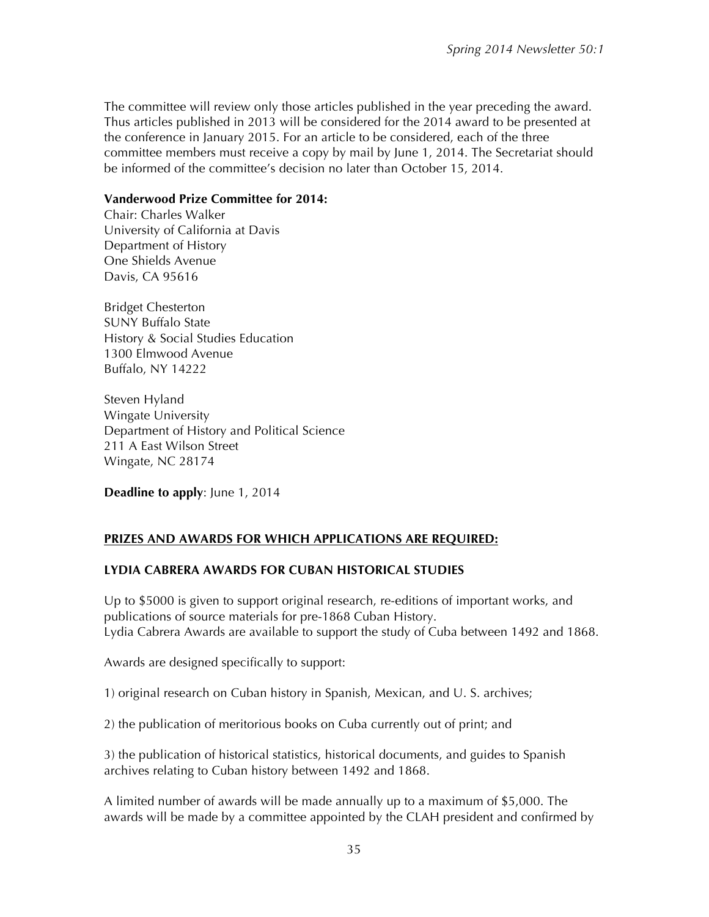The committee will review only those articles published in the year preceding the award. Thus articles published in 2013 will be considered for the 2014 award to be presented at the conference in January 2015. For an article to be considered, each of the three committee members must receive a copy by mail by June 1, 2014. The Secretariat should be informed of the committee's decision no later than October 15, 2014.

**Vanderwood Prize Committee for 2014:**
Chair: Charles Walker
University of California at Davis
Department of History
One Shields Avenue
Davis, CA 95616

Bridget Chesterton
SUNY Buffalo State
History & Social Studies Education
1300 Elmwood Avenue
Buffalo, NY 14222

Steven Hyland
Wingate University
Department of History and Political Science
211 A East Wilson Street
Wingate, NC 28174

**Deadline to apply**: June 1, 2014

## PRIZES AND AWARDS FOR WHICH APPLICATIONS ARE REQUIRED:

### LYDIA CABRERA AWARDS FOR CUBAN HISTORICAL STUDIES

Up to $5000 is given to support original research, re-editions of important works, and publications of source materials for pre-1868 Cuban History.
Lydia Cabrera Awards are available to support the study of Cuba between 1492 and 1868.

Awards are designed specifically to support:

1) original research on Cuban history in Spanish, Mexican, and U. S. archives;

2) the publication of meritorious books on Cuba currently out of print; and

3) the publication of historical statistics, historical documents, and guides to Spanish archives relating to Cuban history between 1492 and 1868.

A limited number of awards will be made annually up to a maximum of $5,000. The awards will be made by a committee appointed by the CLAH president and confirmed by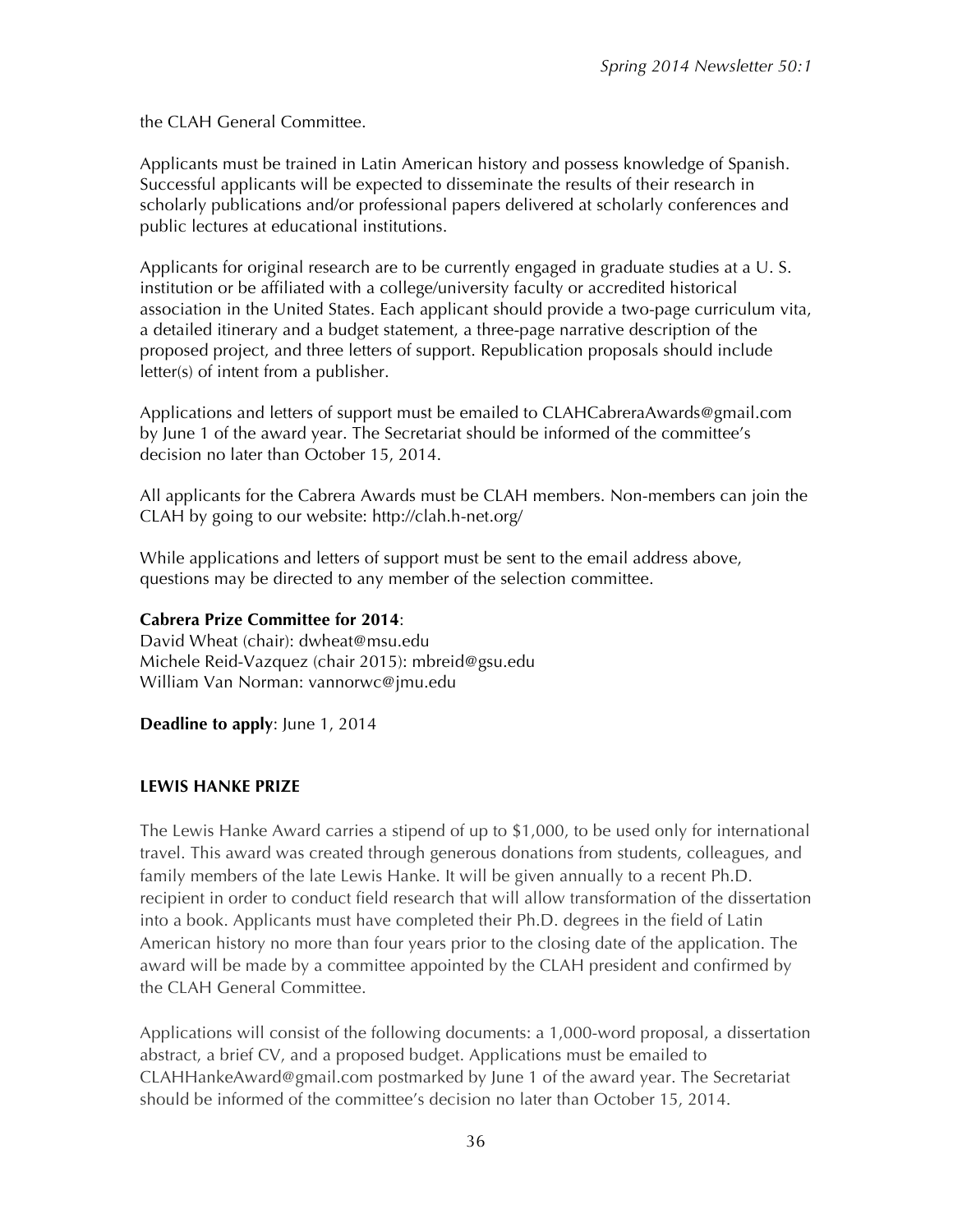the CLAH General Committee.

Applicants must be trained in Latin American history and possess knowledge of Spanish. Successful applicants will be expected to disseminate the results of their research in scholarly publications and/or professional papers delivered at scholarly conferences and public lectures at educational institutions.

Applicants for original research are to be currently engaged in graduate studies at a U. S. institution or be affiliated with a college/university faculty or accredited historical association in the United States. Each applicant should provide a two-page curriculum vita, a detailed itinerary and a budget statement, a three-page narrative description of the proposed project, and three letters of support. Republication proposals should include letter(s) of intent from a publisher.

Applications and letters of support must be emailed to CLAHCabreraAwards@gmail.com by June 1 of the award year. The Secretariat should be informed of the committee's decision no later than October 15, 2014.

All applicants for the Cabrera Awards must be CLAH members. Non-members can join the CLAH by going to our website: http://clah.h-net.org/

While applications and letters of support must be sent to the email address above, questions may be directed to any member of the selection committee.

**Cabrera Prize Committee for 2014**:
David Wheat (chair): dwheat@msu.edu
Michele Reid-Vazquez (chair 2015): mbreid@gsu.edu
William Van Norman: vannorwc@jmu.edu

**Deadline to apply**: June 1, 2014

### LEWIS HANKE PRIZE

The Lewis Hanke Award carries a stipend of up to $1,000, to be used only for international travel. This award was created through generous donations from students, colleagues, and family members of the late Lewis Hanke. It will be given annually to a recent Ph.D. recipient in order to conduct field research that will allow transformation of the dissertation into a book. Applicants must have completed their Ph.D. degrees in the field of Latin American history no more than four years prior to the closing date of the application. The award will be made by a committee appointed by the CLAH president and confirmed by the CLAH General Committee.

Applications will consist of the following documents: a 1,000-word proposal, a dissertation abstract, a brief CV, and a proposed budget. Applications must be emailed to CLAHHankeAward@gmail.com postmarked by June 1 of the award year. The Secretariat should be informed of the committee's decision no later than October 15, 2014.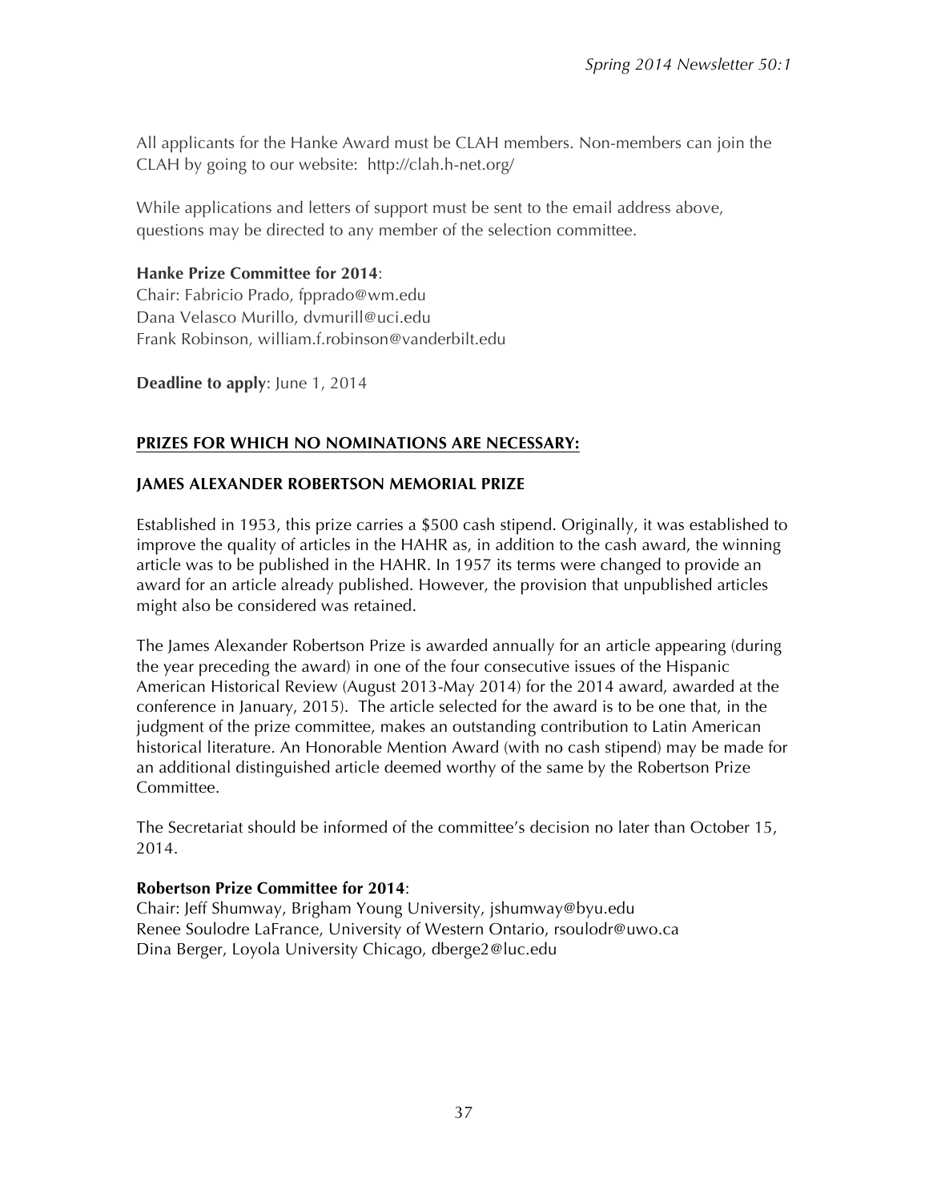All applicants for the Hanke Award must be CLAH members. Non-members can join the CLAH by going to our website: http://clah.h-net.org/

While applications and letters of support must be sent to the email address above, questions may be directed to any member of the selection committee.

**Hanke Prize Committee for 2014**:
Chair: Fabricio Prado, fpprado@wm.edu
Dana Velasco Murillo, dvmurill@uci.edu
Frank Robinson, william.f.robinson@vanderbilt.edu

**Deadline to apply**: June 1, 2014

## PRIZES FOR WHICH NO NOMINATIONS ARE NECESSARY:

### JAMES ALEXANDER ROBERTSON MEMORIAL PRIZE

Established in 1953, this prize carries a $500 cash stipend. Originally, it was established to improve the quality of articles in the HAHR as, in addition to the cash award, the winning article was to be published in the HAHR. In 1957 its terms were changed to provide an award for an article already published. However, the provision that unpublished articles might also be considered was retained.

The James Alexander Robertson Prize is awarded annually for an article appearing (during the year preceding the award) in one of the four consecutive issues of the Hispanic American Historical Review (August 2013-May 2014) for the 2014 award, awarded at the conference in January, 2015). The article selected for the award is to be one that, in the judgment of the prize committee, makes an outstanding contribution to Latin American historical literature. An Honorable Mention Award (with no cash stipend) may be made for an additional distinguished article deemed worthy of the same by the Robertson Prize Committee.

The Secretariat should be informed of the committee's decision no later than October 15, 2014.

**Robertson Prize Committee for 2014**:
Chair: Jeff Shumway, Brigham Young University, jshumway@byu.edu
Renee Soulodre LaFrance, University of Western Ontario, rsoulodr@uwo.ca
Dina Berger, Loyola University Chicago, dberge2@luc.edu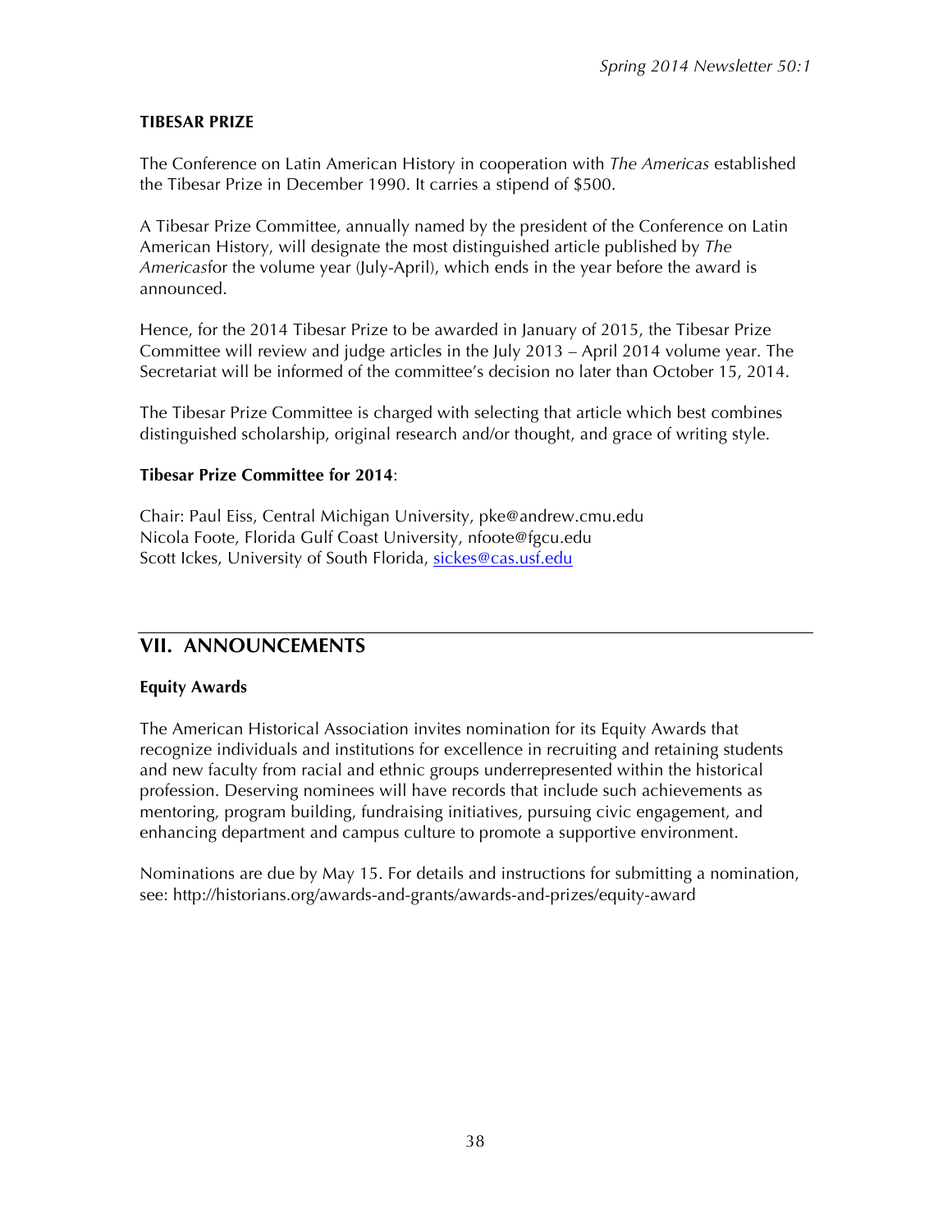### TIBESAR PRIZE

The Conference on Latin American History in cooperation with *The Americas* established the Tibesar Prize in December 1990. It carries a stipend of $500.

A Tibesar Prize Committee, annually named by the president of the Conference on Latin American History, will designate the most distinguished article published by *The Americas*for the volume year (July-April), which ends in the year before the award is announced.

Hence, for the 2014 Tibesar Prize to be awarded in January of 2015, the Tibesar Prize Committee will review and judge articles in the July 2013 – April 2014 volume year. The Secretariat will be informed of the committee's decision no later than October 15, 2014.

The Tibesar Prize Committee is charged with selecting that article which best combines distinguished scholarship, original research and/or thought, and grace of writing style.

**Tibesar Prize Committee for 2014**:

Chair: Paul Eiss, Central Michigan University, pke@andrew.cmu.edu
Nicola Foote, Florida Gulf Coast University, nfoote@fgcu.edu
Scott Ickes, University of South Florida, sickes@cas.usf.edu

## VII. ANNOUNCEMENTS

### Equity Awards

The American Historical Association invites nomination for its Equity Awards that recognize individuals and institutions for excellence in recruiting and retaining students and new faculty from racial and ethnic groups underrepresented within the historical profession. Deserving nominees will have records that include such achievements as mentoring, program building, fundraising initiatives, pursuing civic engagement, and enhancing department and campus culture to promote a supportive environment.

Nominations are due by May 15. For details and instructions for submitting a nomination, see: http://historians.org/awards-and-grants/awards-and-prizes/equity-award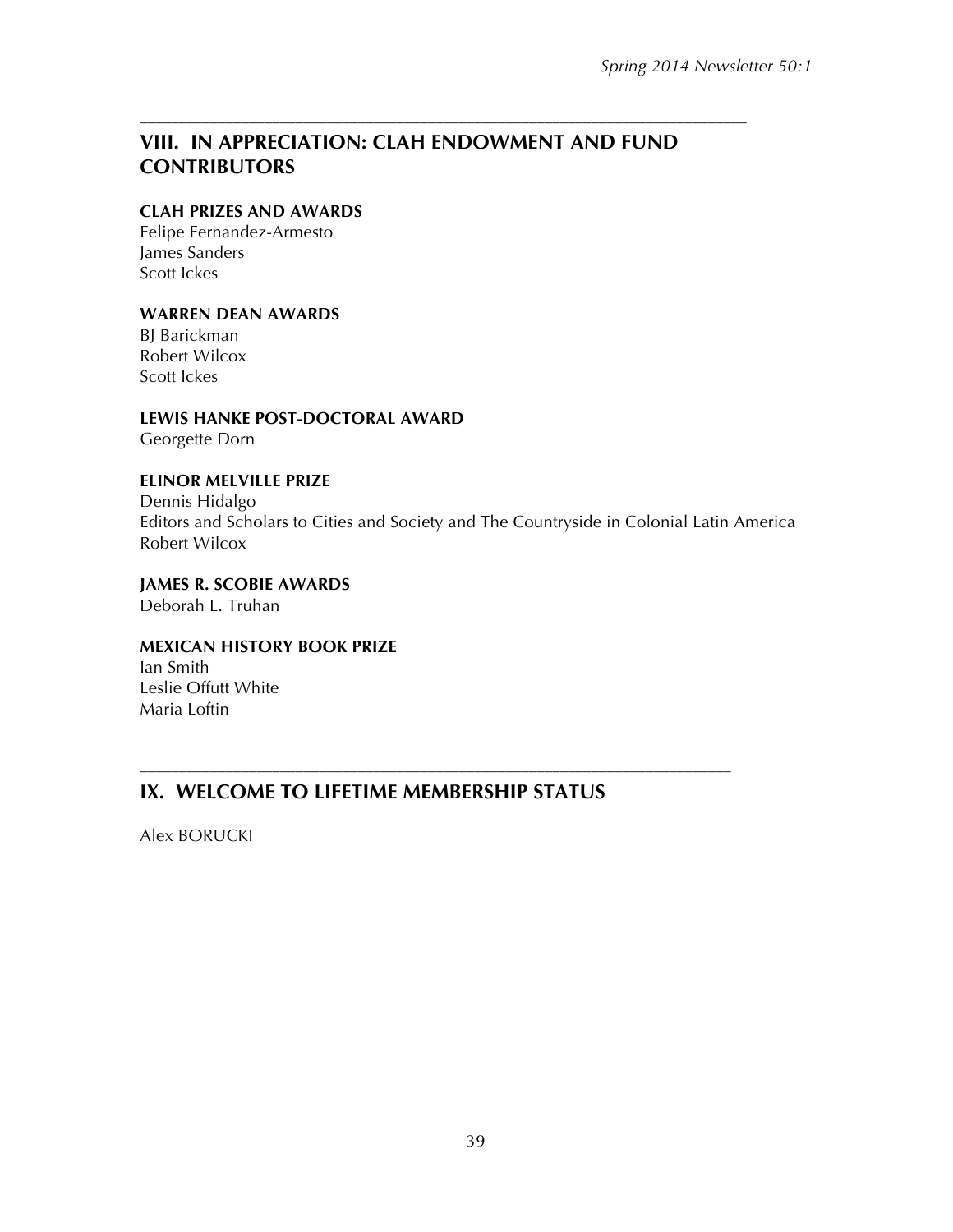## VIII. IN APPRECIATION: CLAH ENDOWMENT AND FUND CONTRIBUTORS

**CLAH PRIZES AND AWARDS**
Felipe Fernandez-Armesto
James Sanders
Scott Ickes

**WARREN DEAN AWARDS**
BJ Barickman
Robert Wilcox
Scott Ickes

**LEWIS HANKE POST-DOCTORAL AWARD**
Georgette Dorn

**ELINOR MELVILLE PRIZE**
Dennis Hidalgo
Editors and Scholars to Cities and Society and The Countryside in Colonial Latin America
Robert Wilcox

**JAMES R. SCOBIE AWARDS**
Deborah L. Truhan

**MEXICAN HISTORY BOOK PRIZE**
Ian Smith
Leslie Offutt White
Maria Loftin

## IX. WELCOME TO LIFETIME MEMBERSHIP STATUS

Alex BORUCKI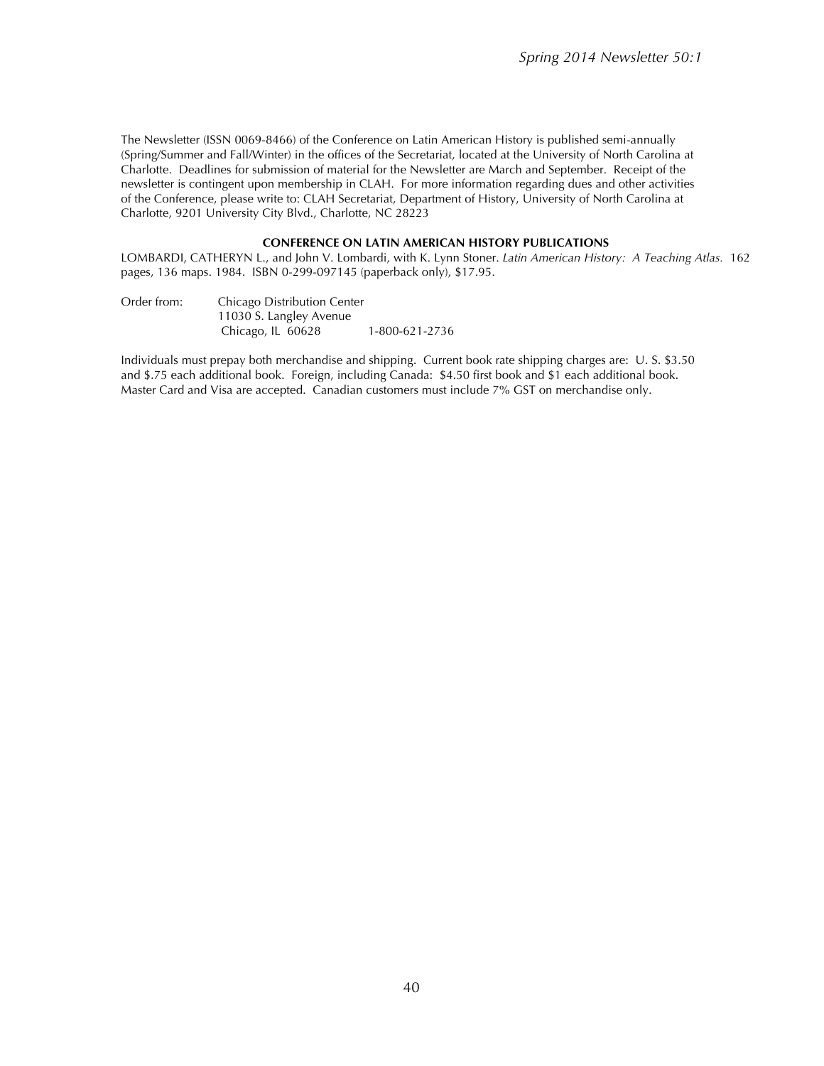The Newsletter (ISSN 0069-8466) of the Conference on Latin American History is published semi-annually (Spring/Summer and Fall/Winter) in the offices of the Secretariat, located at the University of North Carolina at Charlotte. Deadlines for submission of material for the Newsletter are March and September. Receipt of the newsletter is contingent upon membership in CLAH. For more information regarding dues and other activities of the Conference, please write to: CLAH Secretariat, Department of History, University of North Carolina at Charlotte, 9201 University City Blvd., Charlotte, NC 28223

**CONFERENCE ON LATIN AMERICAN HISTORY PUBLICATIONS**

LOMBARDI, CATHERYN L., and John V. Lombardi, with K. Lynn Stoner. *Latin American History: A Teaching Atlas.* 162 pages, 136 maps. 1984. ISBN 0-299-097145 (paperback only), $17.95.

Order from: Chicago Distribution Center
11030 S. Langley Avenue
Chicago, IL 60628 1-800-621-2736

Individuals must prepay both merchandise and shipping. Current book rate shipping charges are: U. S. $3.50 and $.75 each additional book. Foreign, including Canada: $4.50 first book and $1 each additional book. Master Card and Visa are accepted. Canadian customers must include 7% GST on merchandise only.